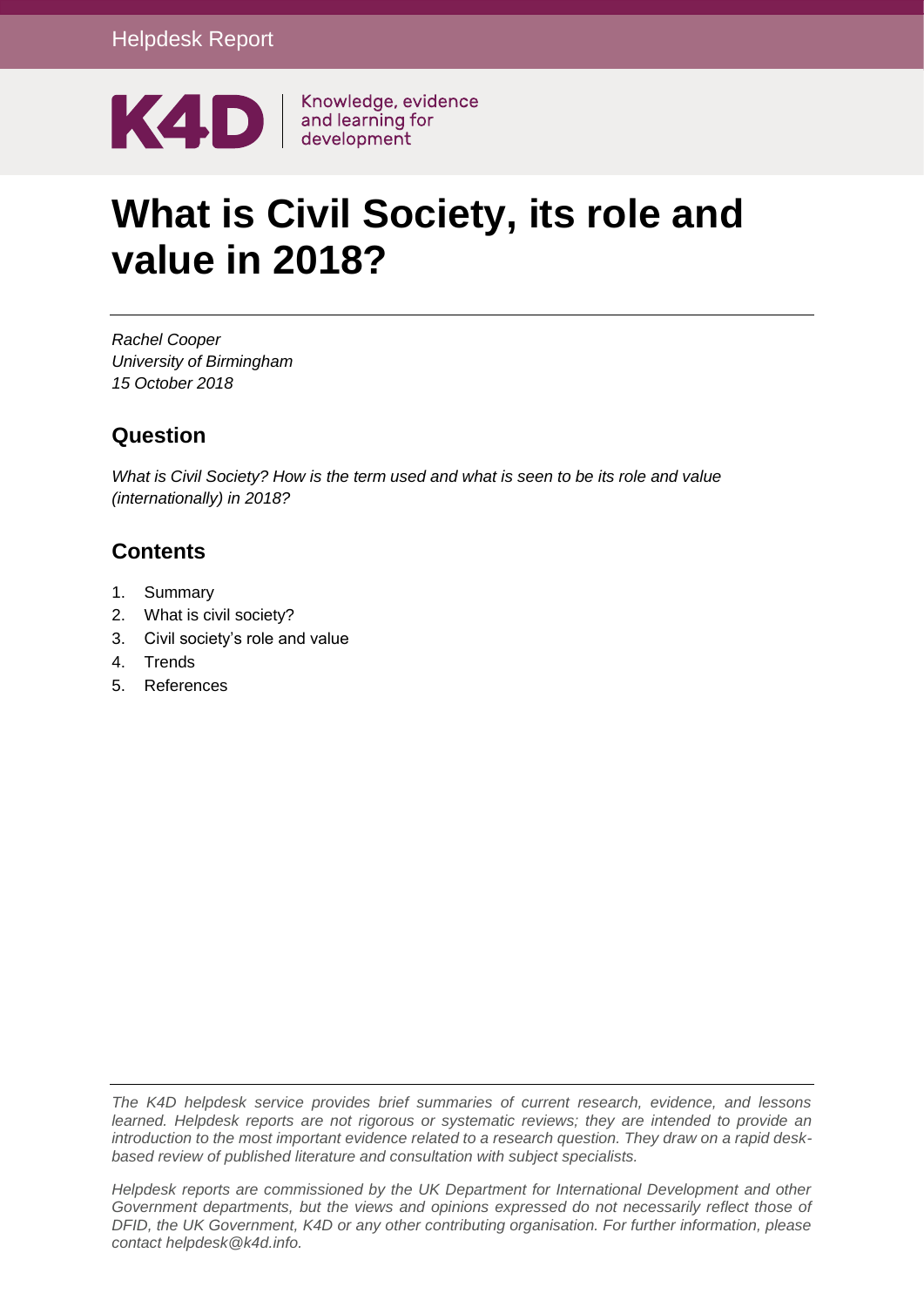Helpdesk Report

K4D | Knowledge, evidence and learning for development

# What is Civil Society, its role and value in 2018?

*Rachel Cooper*
*University of Birmingham*
*15 October 2018*

## Question

*What is Civil Society? How is the term used and what is seen to be its role and value (internationally) in 2018?*

## Contents

1. Summary
2. What is civil society?
3. Civil society's role and value
4. Trends
5. References

*The K4D helpdesk service provides brief summaries of current research, evidence, and lessons learned. Helpdesk reports are not rigorous or systematic reviews; they are intended to provide an introduction to the most important evidence related to a research question. They draw on a rapid desk-based review of published literature and consultation with subject specialists.*

*Helpdesk reports are commissioned by the UK Department for International Development and other Government departments, but the views and opinions expressed do not necessarily reflect those of DFID, the UK Government, K4D or any other contributing organisation. For further information, please contact helpdesk@k4d.info.*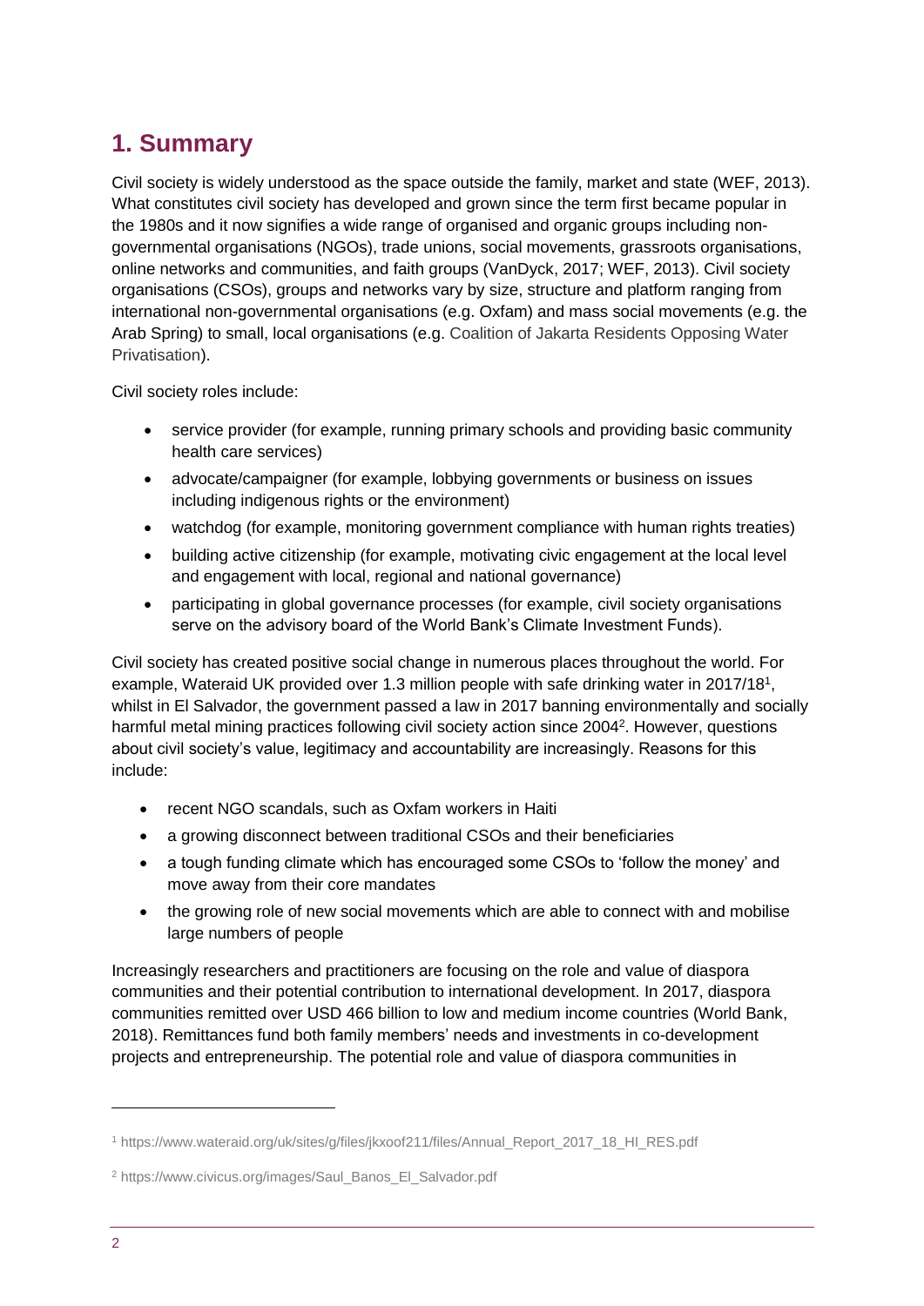# 1. Summary

Civil society is widely understood as the space outside the family, market and state (WEF, 2013). What constitutes civil society has developed and grown since the term first became popular in the 1980s and it now signifies a wide range of organised and organic groups including non-governmental organisations (NGOs), trade unions, social movements, grassroots organisations, online networks and communities, and faith groups (VanDyck, 2017; WEF, 2013). Civil society organisations (CSOs), groups and networks vary by size, structure and platform ranging from international non-governmental organisations (e.g. Oxfam) and mass social movements (e.g. the Arab Spring) to small, local organisations (e.g. Coalition of Jakarta Residents Opposing Water Privatisation).

Civil society roles include:

- service provider (for example, running primary schools and providing basic community health care services)
- advocate/campaigner (for example, lobbying governments or business on issues including indigenous rights or the environment)
- watchdog (for example, monitoring government compliance with human rights treaties)
- building active citizenship (for example, motivating civic engagement at the local level and engagement with local, regional and national governance)
- participating in global governance processes (for example, civil society organisations serve on the advisory board of the World Bank's Climate Investment Funds).

Civil society has created positive social change in numerous places throughout the world. For example, Wateraid UK provided over 1.3 million people with safe drinking water in 2017/18[1], whilst in El Salvador, the government passed a law in 2017 banning environmentally and socially harmful metal mining practices following civil society action since 2004[2]. However, questions about civil society's value, legitimacy and accountability are increasingly. Reasons for this include:

- recent NGO scandals, such as Oxfam workers in Haiti
- a growing disconnect between traditional CSOs and their beneficiaries
- a tough funding climate which has encouraged some CSOs to 'follow the money' and move away from their core mandates
- the growing role of new social movements which are able to connect with and mobilise large numbers of people

Increasingly researchers and practitioners are focusing on the role and value of diaspora communities and their potential contribution to international development. In 2017, diaspora communities remitted over USD 466 billion to low and medium income countries (World Bank, 2018). Remittances fund both family members' needs and investments in co-development projects and entrepreneurship. The potential role and value of diaspora communities in

[1] https://www.wateraid.org/uk/sites/g/files/jkxoof211/files/Annual_Report_2017_18_HI_RES.pdf

[2] https://www.civicus.org/images/Saul_Banos_El_Salvador.pdf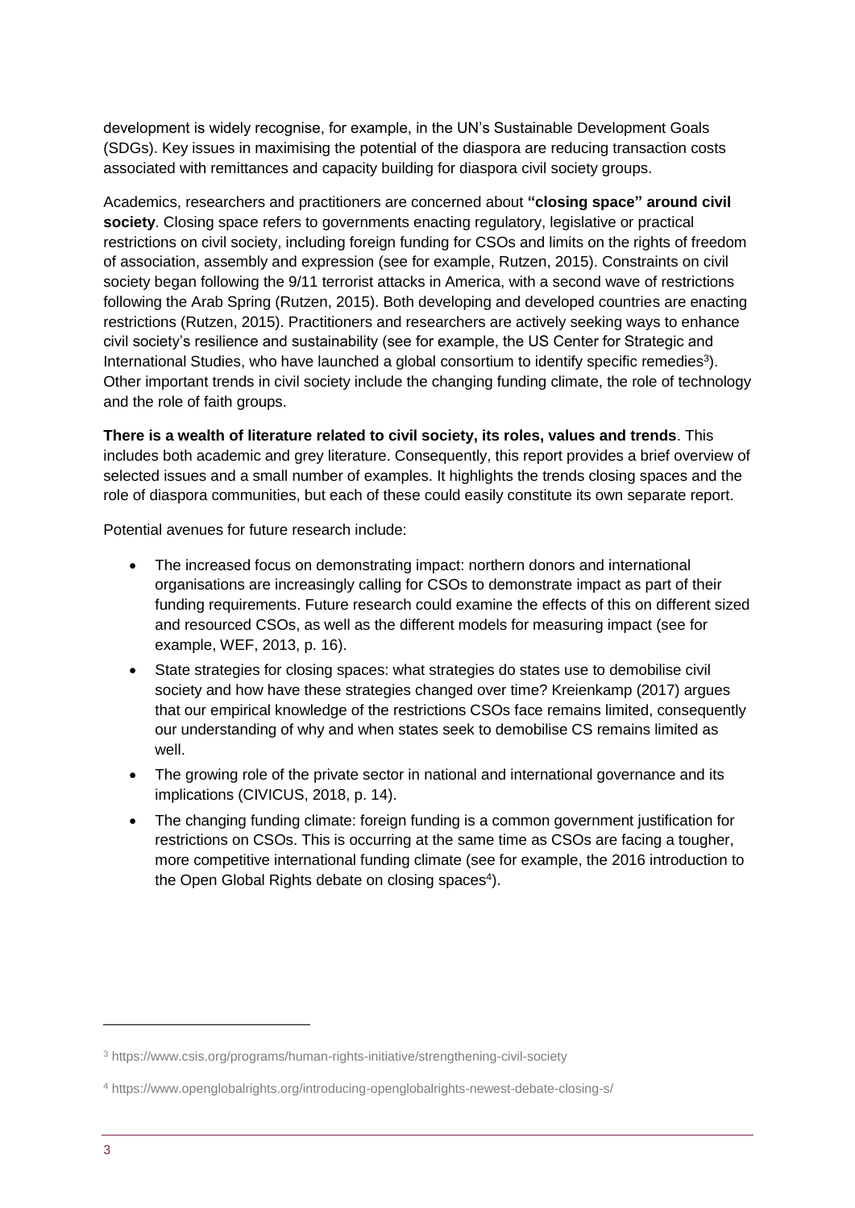development is widely recognise, for example, in the UN's Sustainable Development Goals (SDGs). Key issues in maximising the potential of the diaspora are reducing transaction costs associated with remittances and capacity building for diaspora civil society groups.

Academics, researchers and practitioners are concerned about **"closing space" around civil society**. Closing space refers to governments enacting regulatory, legislative or practical restrictions on civil society, including foreign funding for CSOs and limits on the rights of freedom of association, assembly and expression (see for example, Rutzen, 2015). Constraints on civil society began following the 9/11 terrorist attacks in America, with a second wave of restrictions following the Arab Spring (Rutzen, 2015). Both developing and developed countries are enacting restrictions (Rutzen, 2015). Practitioners and researchers are actively seeking ways to enhance civil society's resilience and sustainability (see for example, the US Center for Strategic and International Studies, who have launched a global consortium to identify specific remedies[3]). Other important trends in civil society include the changing funding climate, the role of technology and the role of faith groups.

**There is a wealth of literature related to civil society, its roles, values and trends**. This includes both academic and grey literature. Consequently, this report provides a brief overview of selected issues and a small number of examples. It highlights the trends closing spaces and the role of diaspora communities, but each of these could easily constitute its own separate report.

Potential avenues for future research include:

- The increased focus on demonstrating impact: northern donors and international organisations are increasingly calling for CSOs to demonstrate impact as part of their funding requirements. Future research could examine the effects of this on different sized and resourced CSOs, as well as the different models for measuring impact (see for example, WEF, 2013, p. 16).
- State strategies for closing spaces: what strategies do states use to demobilise civil society and how have these strategies changed over time? Kreienkamp (2017) argues that our empirical knowledge of the restrictions CSOs face remains limited, consequently our understanding of why and when states seek to demobilise CS remains limited as well.
- The growing role of the private sector in national and international governance and its implications (CIVICUS, 2018, p. 14).
- The changing funding climate: foreign funding is a common government justification for restrictions on CSOs. This is occurring at the same time as CSOs are facing a tougher, more competitive international funding climate (see for example, the 2016 introduction to the Open Global Rights debate on closing spaces[4]).

[3] https://www.csis.org/programs/human-rights-initiative/strengthening-civil-society

[4] https://www.openglobalrights.org/introducing-openglobalrights-newest-debate-closing-s/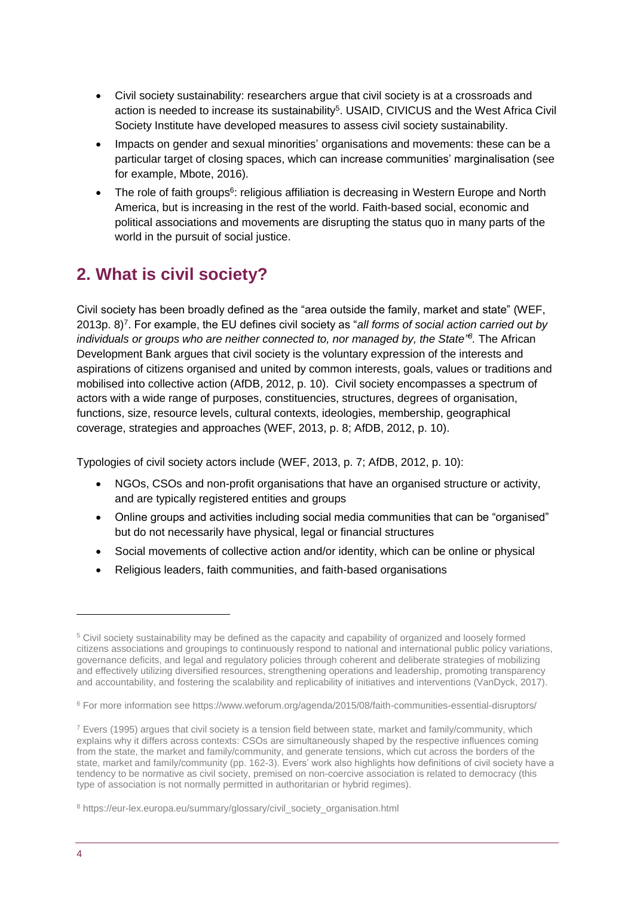- Civil society sustainability: researchers argue that civil society is at a crossroads and action is needed to increase its sustainability[5]. USAID, CIVICUS and the West Africa Civil Society Institute have developed measures to assess civil society sustainability.
- Impacts on gender and sexual minorities' organisations and movements: these can be a particular target of closing spaces, which can increase communities' marginalisation (see for example, Mbote, 2016).
- The role of faith groups[6]: religious affiliation is decreasing in Western Europe and North America, but is increasing in the rest of the world. Faith-based social, economic and political associations and movements are disrupting the status quo in many parts of the world in the pursuit of social justice.

## 2. What is civil society?

Civil society has been broadly defined as the "area outside the family, market and state" (WEF, 2013p. 8)[7]. For example, the EU defines civil society as "*all forms of social action carried out by individuals or groups who are neither connected to, nor managed by, the State*"[8]. The African Development Bank argues that civil society is the voluntary expression of the interests and aspirations of citizens organised and united by common interests, goals, values or traditions and mobilised into collective action (AfDB, 2012, p. 10). Civil society encompasses a spectrum of actors with a wide range of purposes, constituencies, structures, degrees of organisation, functions, size, resource levels, cultural contexts, ideologies, membership, geographical coverage, strategies and approaches (WEF, 2013, p. 8; AfDB, 2012, p. 10).

Typologies of civil society actors include (WEF, 2013, p. 7; AfDB, 2012, p. 10):

- NGOs, CSOs and non-profit organisations that have an organised structure or activity, and are typically registered entities and groups
- Online groups and activities including social media communities that can be "organised" but do not necessarily have physical, legal or financial structures
- Social movements of collective action and/or identity, which can be online or physical
- Religious leaders, faith communities, and faith-based organisations

---

[5] Civil society sustainability may be defined as the capacity and capability of organized and loosely formed citizens associations and groupings to continuously respond to national and international public policy variations, governance deficits, and legal and regulatory policies through coherent and deliberate strategies of mobilizing and effectively utilizing diversified resources, strengthening operations and leadership, promoting transparency and accountability, and fostering the scalability and replicability of initiatives and interventions (VanDyck, 2017).

[6] For more information see https://www.weforum.org/agenda/2015/08/faith-communities-essential-disruptors/

[7] Evers (1995) argues that civil society is a tension field between state, market and family/community, which explains why it differs across contexts: CSOs are simultaneously shaped by the respective influences coming from the state, the market and family/community, and generate tensions, which cut across the borders of the state, market and family/community (pp. 162-3). Evers' work also highlights how definitions of civil society have a tendency to be normative as civil society, premised on non-coercive association is related to democracy (this type of association is not normally permitted in authoritarian or hybrid regimes).

[8] https://eur-lex.europa.eu/summary/glossary/civil_society_organisation.html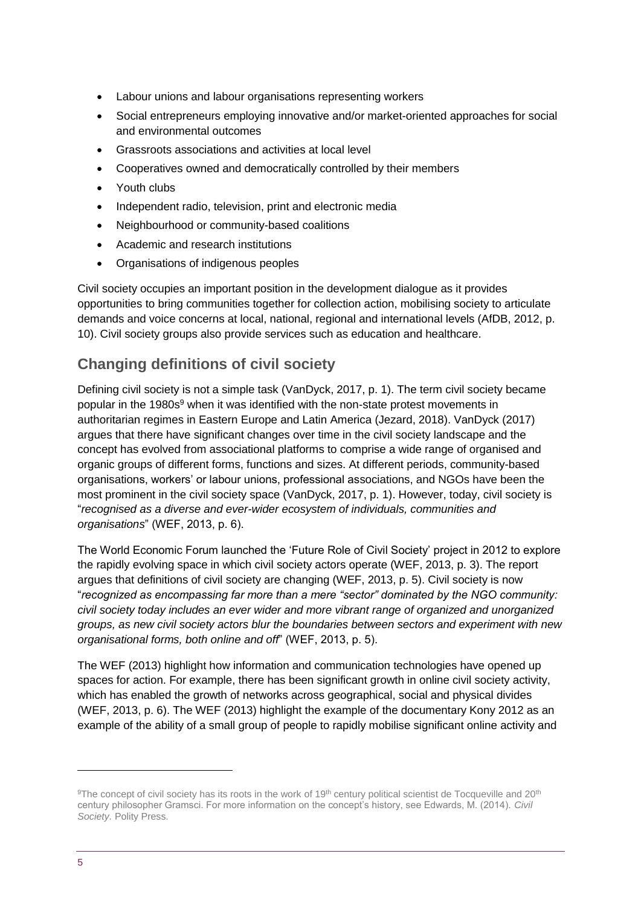- Labour unions and labour organisations representing workers
- Social entrepreneurs employing innovative and/or market-oriented approaches for social and environmental outcomes
- Grassroots associations and activities at local level
- Cooperatives owned and democratically controlled by their members
- Youth clubs
- Independent radio, television, print and electronic media
- Neighbourhood or community-based coalitions
- Academic and research institutions
- Organisations of indigenous peoples

Civil society occupies an important position in the development dialogue as it provides opportunities to bring communities together for collection action, mobilising society to articulate demands and voice concerns at local, national, regional and international levels (AfDB, 2012, p. 10). Civil society groups also provide services such as education and healthcare.

## Changing definitions of civil society

Defining civil society is not a simple task (VanDyck, 2017, p. 1). The term civil society became popular in the 1980s[9] when it was identified with the non-state protest movements in authoritarian regimes in Eastern Europe and Latin America (Jezard, 2018). VanDyck (2017) argues that there have significant changes over time in the civil society landscape and the concept has evolved from associational platforms to comprise a wide range of organised and organic groups of different forms, functions and sizes. At different periods, community-based organisations, workers' or labour unions, professional associations, and NGOs have been the most prominent in the civil society space (VanDyck, 2017, p. 1). However, today, civil society is "*recognised as a diverse and ever-wider ecosystem of individuals, communities and organisations*" (WEF, 2013, p. 6).

The World Economic Forum launched the 'Future Role of Civil Society' project in 2012 to explore the rapidly evolving space in which civil society actors operate (WEF, 2013, p. 3). The report argues that definitions of civil society are changing (WEF, 2013, p. 5). Civil society is now "*recognized as encompassing far more than a mere "sector" dominated by the NGO community: civil society today includes an ever wider and more vibrant range of organized and unorganized groups, as new civil society actors blur the boundaries between sectors and experiment with new organisational forms, both online and off*" (WEF, 2013, p. 5).

The WEF (2013) highlight how information and communication technologies have opened up spaces for action. For example, there has been significant growth in online civil society activity, which has enabled the growth of networks across geographical, social and physical divides (WEF, 2013, p. 6). The WEF (2013) highlight the example of the documentary Kony 2012 as an example of the ability of a small group of people to rapidly mobilise significant online activity and

---

[9] The concept of civil society has its roots in the work of 19th century political scientist de Tocqueville and 20th century philosopher Gramsci. For more information on the concept's history, see Edwards, M. (2014). *Civil Society.* Polity Press.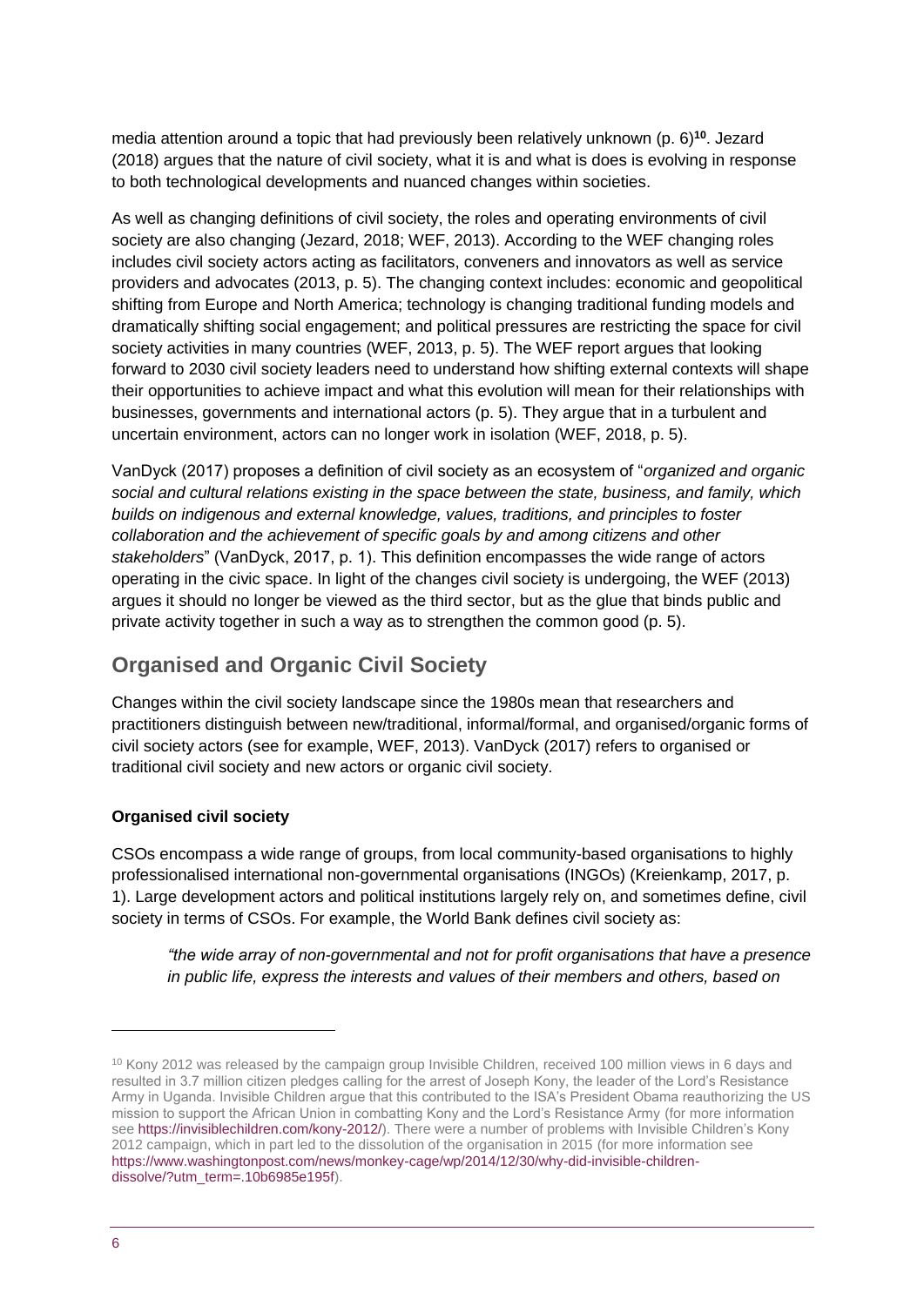media attention around a topic that had previously been relatively unknown (p. 6)[10]. Jezard (2018) argues that the nature of civil society, what it is and what is does is evolving in response to both technological developments and nuanced changes within societies.

As well as changing definitions of civil society, the roles and operating environments of civil society are also changing (Jezard, 2018; WEF, 2013). According to the WEF changing roles includes civil society actors acting as facilitators, conveners and innovators as well as service providers and advocates (2013, p. 5). The changing context includes: economic and geopolitical shifting from Europe and North America; technology is changing traditional funding models and dramatically shifting social engagement; and political pressures are restricting the space for civil society activities in many countries (WEF, 2013, p. 5). The WEF report argues that looking forward to 2030 civil society leaders need to understand how shifting external contexts will shape their opportunities to achieve impact and what this evolution will mean for their relationships with businesses, governments and international actors (p. 5). They argue that in a turbulent and uncertain environment, actors can no longer work in isolation (WEF, 2018, p. 5).

VanDyck (2017) proposes a definition of civil society as an ecosystem of "*organized and organic social and cultural relations existing in the space between the state, business, and family, which builds on indigenous and external knowledge, values, traditions, and principles to foster collaboration and the achievement of specific goals by and among citizens and other stakeholders*" (VanDyck, 2017, p. 1). This definition encompasses the wide range of actors operating in the civic space. In light of the changes civil society is undergoing, the WEF (2013) argues it should no longer be viewed as the third sector, but as the glue that binds public and private activity together in such a way as to strengthen the common good (p. 5).

## Organised and Organic Civil Society

Changes within the civil society landscape since the 1980s mean that researchers and practitioners distinguish between new/traditional, informal/formal, and organised/organic forms of civil society actors (see for example, WEF, 2013). VanDyck (2017) refers to organised or traditional civil society and new actors or organic civil society.

**Organised civil society**

CSOs encompass a wide range of groups, from local community-based organisations to highly professionalised international non-governmental organisations (INGOs) (Kreienkamp, 2017, p. 1). Large development actors and political institutions largely rely on, and sometimes define, civil society in terms of CSOs. For example, the World Bank defines civil society as:

> *"the wide array of non-governmental and not for profit organisations that have a presence in public life, express the interests and values of their members and others, based on*

---

[10] Kony 2012 was released by the campaign group Invisible Children, received 100 million views in 6 days and resulted in 3.7 million citizen pledges calling for the arrest of Joseph Kony, the leader of the Lord's Resistance Army in Uganda. Invisible Children argue that this contributed to the ISA's President Obama reauthorizing the US mission to support the African Union in combatting Kony and the Lord's Resistance Army (for more information see https://invisiblechildren.com/kony-2012/). There were a number of problems with Invisible Children's Kony 2012 campaign, which in part led to the dissolution of the organisation in 2015 (for more information see https://www.washingtonpost.com/news/monkey-cage/wp/2014/12/30/why-did-invisible-children-dissolve/?utm_term=.10b6985e195f).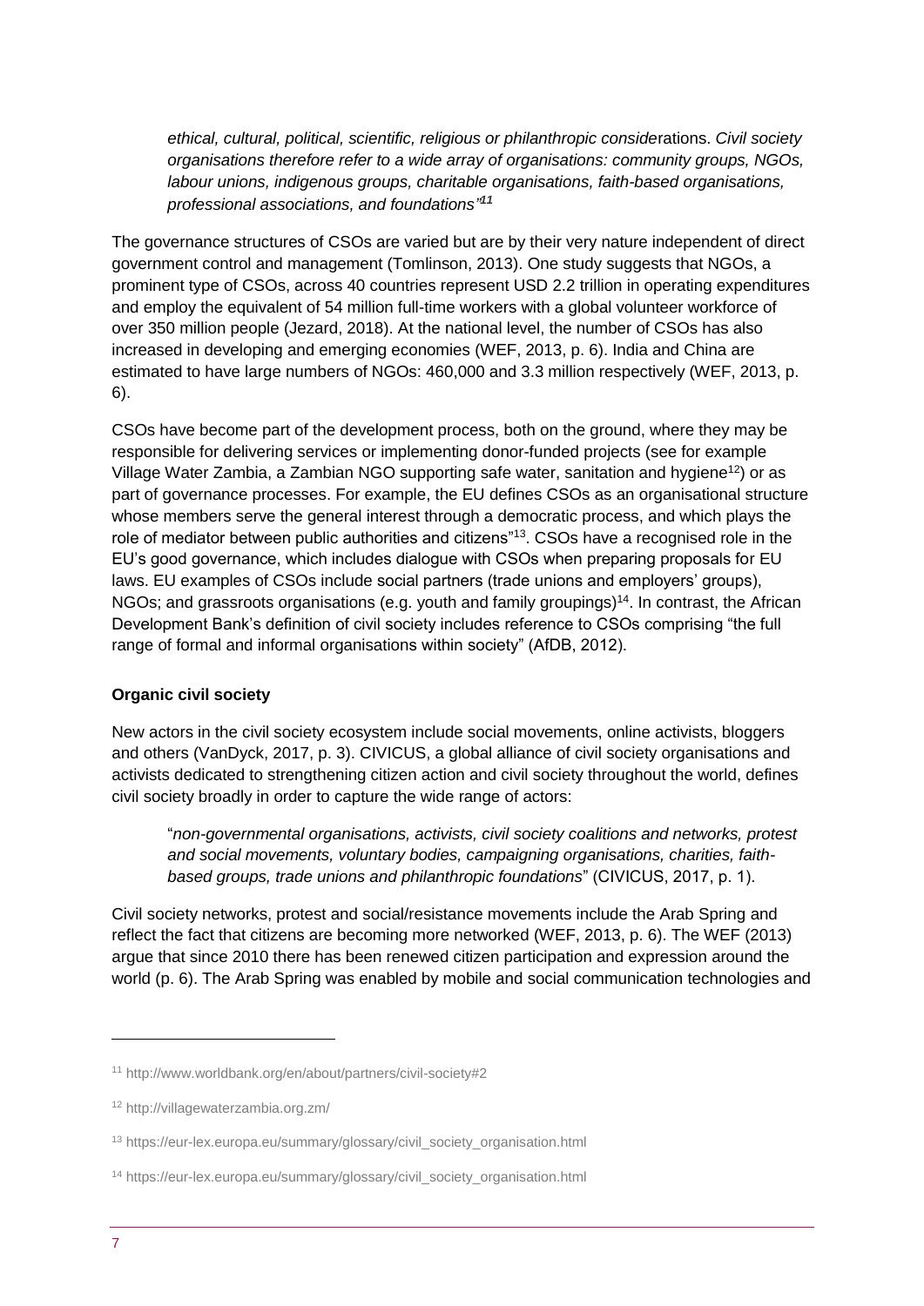*ethical, cultural, political, scientific, religious or philanthropic consid*erations. *Civil society organisations therefore refer to a wide array of organisations: community groups, NGOs, labour unions, indigenous groups, charitable organisations, faith-based organisations, professional associations, and foundations"*[11]

The governance structures of CSOs are varied but are by their very nature independent of direct government control and management (Tomlinson, 2013). One study suggests that NGOs, a prominent type of CSOs, across 40 countries represent USD 2.2 trillion in operating expenditures and employ the equivalent of 54 million full-time workers with a global volunteer workforce of over 350 million people (Jezard, 2018). At the national level, the number of CSOs has also increased in developing and emerging economies (WEF, 2013, p. 6). India and China are estimated to have large numbers of NGOs: 460,000 and 3.3 million respectively (WEF, 2013, p. 6).

CSOs have become part of the development process, both on the ground, where they may be responsible for delivering services or implementing donor-funded projects (see for example Village Water Zambia, a Zambian NGO supporting safe water, sanitation and hygiene[12]) or as part of governance processes. For example, the EU defines CSOs as an organisational structure whose members serve the general interest through a democratic process, and which plays the role of mediator between public authorities and citizens"[13]. CSOs have a recognised role in the EU's good governance, which includes dialogue with CSOs when preparing proposals for EU laws. EU examples of CSOs include social partners (trade unions and employers' groups), NGOs; and grassroots organisations (e.g. youth and family groupings)[14]. In contrast, the African Development Bank's definition of civil society includes reference to CSOs comprising "the full range of formal and informal organisations within society" (AfDB, 2012).

**Organic civil society**

New actors in the civil society ecosystem include social movements, online activists, bloggers and others (VanDyck, 2017, p. 3). CIVICUS, a global alliance of civil society organisations and activists dedicated to strengthening citizen action and civil society throughout the world, defines civil society broadly in order to capture the wide range of actors:

> "*non-governmental organisations, activists, civil society coalitions and networks, protest and social movements, voluntary bodies, campaigning organisations, charities, faith-based groups, trade unions and philanthropic foundations*" (CIVICUS, 2017, p. 1).

Civil society networks, protest and social/resistance movements include the Arab Spring and reflect the fact that citizens are becoming more networked (WEF, 2013, p. 6). The WEF (2013) argue that since 2010 there has been renewed citizen participation and expression around the world (p. 6). The Arab Spring was enabled by mobile and social communication technologies and

---

[11] http://www.worldbank.org/en/about/partners/civil-society#2

[12] http://villagewaterzambia.org.zm/

[13] https://eur-lex.europa.eu/summary/glossary/civil_society_organisation.html

[14] https://eur-lex.europa.eu/summary/glossary/civil_society_organisation.html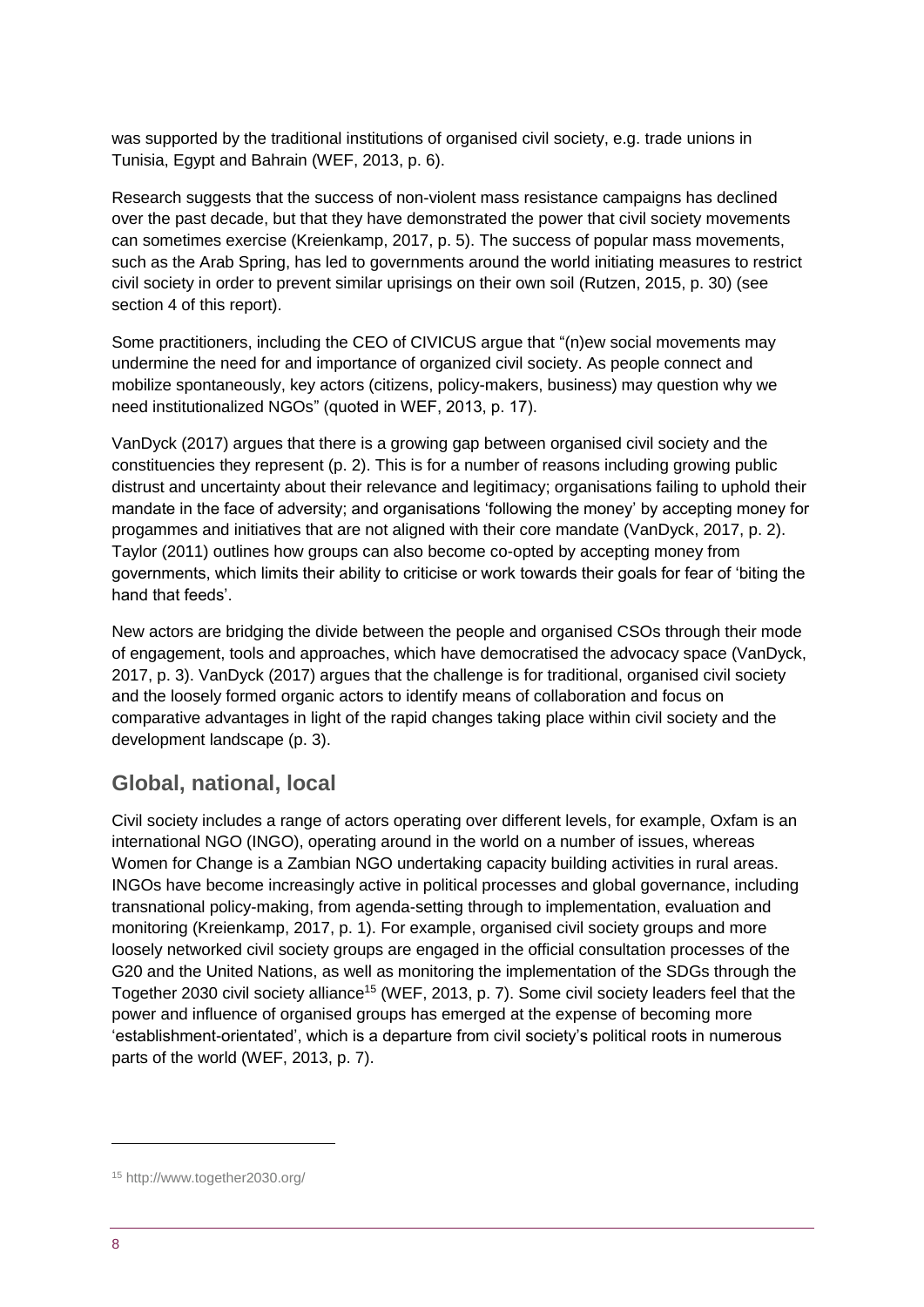was supported by the traditional institutions of organised civil society, e.g. trade unions in Tunisia, Egypt and Bahrain (WEF, 2013, p. 6).

Research suggests that the success of non-violent mass resistance campaigns has declined over the past decade, but that they have demonstrated the power that civil society movements can sometimes exercise (Kreienkamp, 2017, p. 5). The success of popular mass movements, such as the Arab Spring, has led to governments around the world initiating measures to restrict civil society in order to prevent similar uprisings on their own soil (Rutzen, 2015, p. 30) (see section 4 of this report).

Some practitioners, including the CEO of CIVICUS argue that "(n)ew social movements may undermine the need for and importance of organized civil society. As people connect and mobilize spontaneously, key actors (citizens, policy-makers, business) may question why we need institutionalized NGOs" (quoted in WEF, 2013, p. 17).

VanDyck (2017) argues that there is a growing gap between organised civil society and the constituencies they represent (p. 2). This is for a number of reasons including growing public distrust and uncertainty about their relevance and legitimacy; organisations failing to uphold their mandate in the face of adversity; and organisations 'following the money' by accepting money for progammes and initiatives that are not aligned with their core mandate (VanDyck, 2017, p. 2). Taylor (2011) outlines how groups can also become co-opted by accepting money from governments, which limits their ability to criticise or work towards their goals for fear of 'biting the hand that feeds'.

New actors are bridging the divide between the people and organised CSOs through their mode of engagement, tools and approaches, which have democratised the advocacy space (VanDyck, 2017, p. 3). VanDyck (2017) argues that the challenge is for traditional, organised civil society and the loosely formed organic actors to identify means of collaboration and focus on comparative advantages in light of the rapid changes taking place within civil society and the development landscape (p. 3).

## Global, national, local

Civil society includes a range of actors operating over different levels, for example, Oxfam is an international NGO (INGO), operating around in the world on a number of issues, whereas Women for Change is a Zambian NGO undertaking capacity building activities in rural areas. INGOs have become increasingly active in political processes and global governance, including transnational policy-making, from agenda-setting through to implementation, evaluation and monitoring (Kreienkamp, 2017, p. 1). For example, organised civil society groups and more loosely networked civil society groups are engaged in the official consultation processes of the G20 and the United Nations, as well as monitoring the implementation of the SDGs through the Together 2030 civil society alliance[15] (WEF, 2013, p. 7). Some civil society leaders feel that the power and influence of organised groups has emerged at the expense of becoming more 'establishment-orientated', which is a departure from civil society's political roots in numerous parts of the world (WEF, 2013, p. 7).

[15] http://www.together2030.org/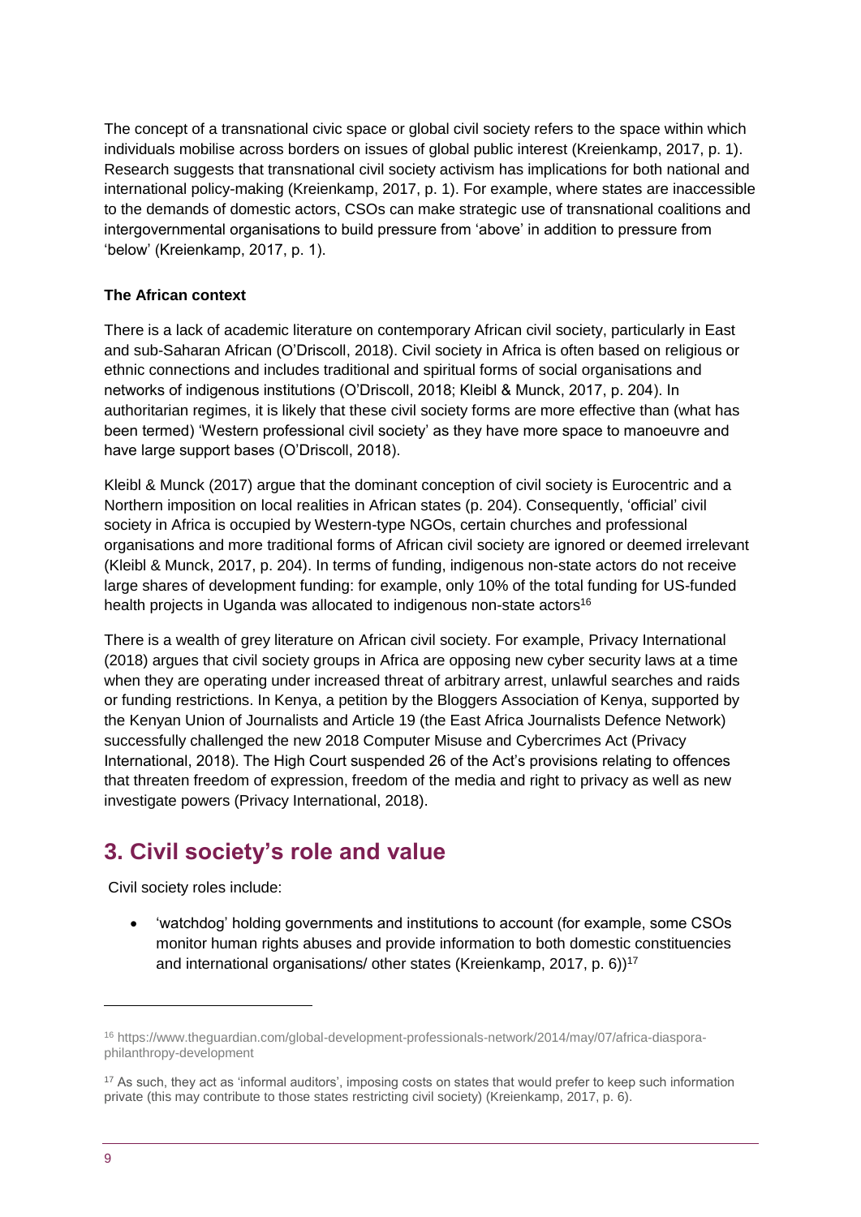The concept of a transnational civic space or global civil society refers to the space within which individuals mobilise across borders on issues of global public interest (Kreienkamp, 2017, p. 1). Research suggests that transnational civil society activism has implications for both national and international policy-making (Kreienkamp, 2017, p. 1). For example, where states are inaccessible to the demands of domestic actors, CSOs can make strategic use of transnational coalitions and intergovernmental organisations to build pressure from 'above' in addition to pressure from 'below' (Kreienkamp, 2017, p. 1).

**The African context**

There is a lack of academic literature on contemporary African civil society, particularly in East and sub-Saharan African (O'Driscoll, 2018). Civil society in Africa is often based on religious or ethnic connections and includes traditional and spiritual forms of social organisations and networks of indigenous institutions (O'Driscoll, 2018; Kleibl & Munck, 2017, p. 204). In authoritarian regimes, it is likely that these civil society forms are more effective than (what has been termed) 'Western professional civil society' as they have more space to manoeuvre and have large support bases (O'Driscoll, 2018).

Kleibl & Munck (2017) argue that the dominant conception of civil society is Eurocentric and a Northern imposition on local realities in African states (p. 204). Consequently, 'official' civil society in Africa is occupied by Western-type NGOs, certain churches and professional organisations and more traditional forms of African civil society are ignored or deemed irrelevant (Kleibl & Munck, 2017, p. 204). In terms of funding, indigenous non-state actors do not receive large shares of development funding: for example, only 10% of the total funding for US-funded health projects in Uganda was allocated to indigenous non-state actors[16]

There is a wealth of grey literature on African civil society. For example, Privacy International (2018) argues that civil society groups in Africa are opposing new cyber security laws at a time when they are operating under increased threat of arbitrary arrest, unlawful searches and raids or funding restrictions. In Kenya, a petition by the Bloggers Association of Kenya, supported by the Kenyan Union of Journalists and Article 19 (the East Africa Journalists Defence Network) successfully challenged the new 2018 Computer Misuse and Cybercrimes Act (Privacy International, 2018). The High Court suspended 26 of the Act's provisions relating to offences that threaten freedom of expression, freedom of the media and right to privacy as well as new investigate powers (Privacy International, 2018).

## 3. Civil society's role and value

Civil society roles include:

- 'watchdog' holding governments and institutions to account (for example, some CSOs monitor human rights abuses and provide information to both domestic constituencies and international organisations/ other states (Kreienkamp, 2017, p. 6))[17]

---

[16] https://www.theguardian.com/global-development-professionals-network/2014/may/07/africa-diaspora-philanthropy-development

[17] As such, they act as 'informal auditors', imposing costs on states that would prefer to keep such information private (this may contribute to those states restricting civil society) (Kreienkamp, 2017, p. 6).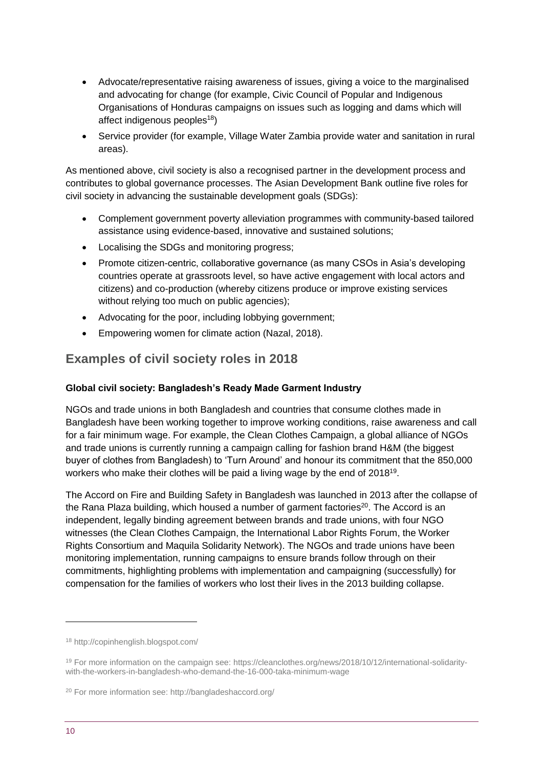- Advocate/representative raising awareness of issues, giving a voice to the marginalised and advocating for change (for example, Civic Council of Popular and Indigenous Organisations of Honduras campaigns on issues such as logging and dams which will affect indigenous peoples[18])
- Service provider (for example, Village Water Zambia provide water and sanitation in rural areas).

As mentioned above, civil society is also a recognised partner in the development process and contributes to global governance processes. The Asian Development Bank outline five roles for civil society in advancing the sustainable development goals (SDGs):

- Complement government poverty alleviation programmes with community-based tailored assistance using evidence-based, innovative and sustained solutions;
- Localising the SDGs and monitoring progress;
- Promote citizen-centric, collaborative governance (as many CSOs in Asia's developing countries operate at grassroots level, so have active engagement with local actors and citizens) and co-production (whereby citizens produce or improve existing services without relying too much on public agencies);
- Advocating for the poor, including lobbying government;
- Empowering women for climate action (Nazal, 2018).

## Examples of civil society roles in 2018

**Global civil society: Bangladesh's Ready Made Garment Industry**

NGOs and trade unions in both Bangladesh and countries that consume clothes made in Bangladesh have been working together to improve working conditions, raise awareness and call for a fair minimum wage. For example, the Clean Clothes Campaign, a global alliance of NGOs and trade unions is currently running a campaign calling for fashion brand H&M (the biggest buyer of clothes from Bangladesh) to 'Turn Around' and honour its commitment that the 850,000 workers who make their clothes will be paid a living wage by the end of 2018[19].

The Accord on Fire and Building Safety in Bangladesh was launched in 2013 after the collapse of the Rana Plaza building, which housed a number of garment factories[20]. The Accord is an independent, legally binding agreement between brands and trade unions, with four NGO witnesses (the Clean Clothes Campaign, the International Labor Rights Forum, the Worker Rights Consortium and Maquila Solidarity Network). The NGOs and trade unions have been monitoring implementation, running campaigns to ensure brands follow through on their commitments, highlighting problems with implementation and campaigning (successfully) for compensation for the families of workers who lost their lives in the 2013 building collapse.

---

[18] http://copinhenglish.blogspot.com/

[19] For more information on the campaign see: https://cleanclothes.org/news/2018/10/12/international-solidarity-with-the-workers-in-bangladesh-who-demand-the-16-000-taka-minimum-wage

[20] For more information see: http://bangladeshaccord.org/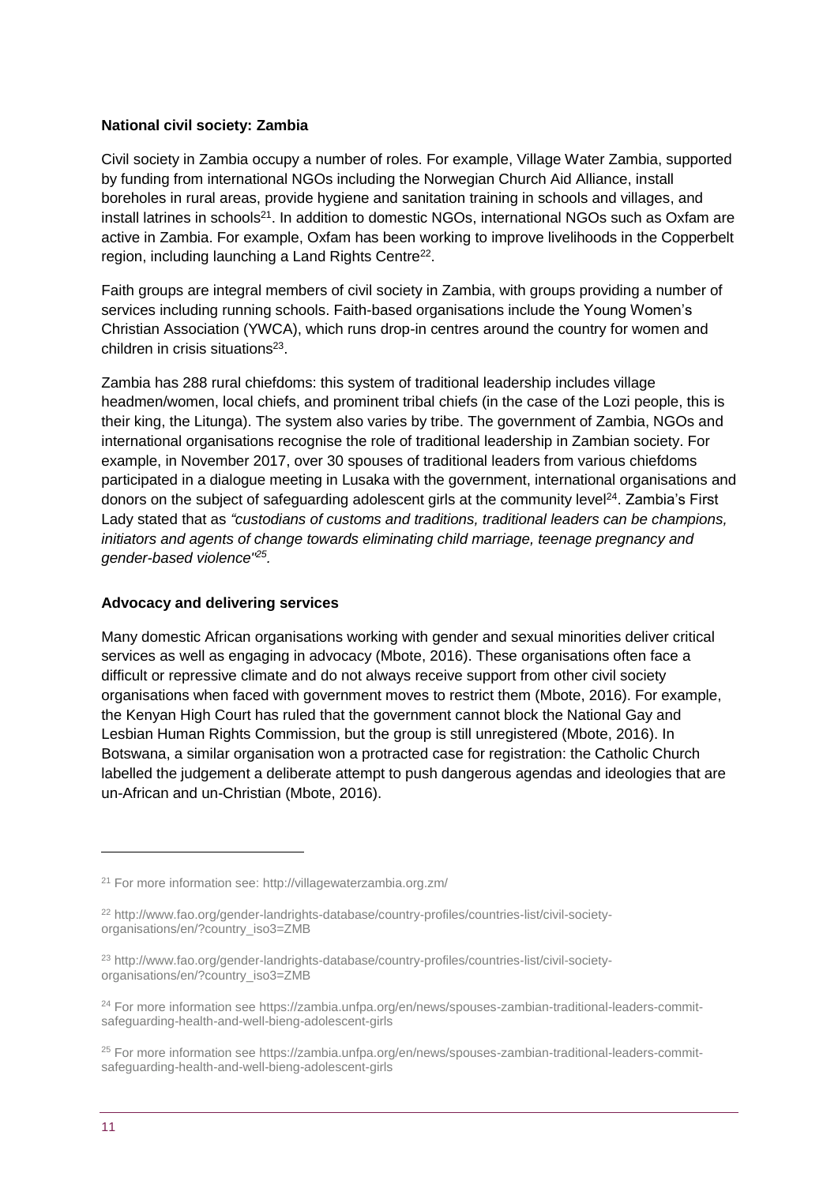**National civil society: Zambia**

Civil society in Zambia occupy a number of roles. For example, Village Water Zambia, supported by funding from international NGOs including the Norwegian Church Aid Alliance, install boreholes in rural areas, provide hygiene and sanitation training in schools and villages, and install latrines in schools[21]. In addition to domestic NGOs, international NGOs such as Oxfam are active in Zambia. For example, Oxfam has been working to improve livelihoods in the Copperbelt region, including launching a Land Rights Centre[22].

Faith groups are integral members of civil society in Zambia, with groups providing a number of services including running schools. Faith-based organisations include the Young Women's Christian Association (YWCA), which runs drop-in centres around the country for women and children in crisis situations[23].

Zambia has 288 rural chiefdoms: this system of traditional leadership includes village headmen/women, local chiefs, and prominent tribal chiefs (in the case of the Lozi people, this is their king, the Litunga). The system also varies by tribe. The government of Zambia, NGOs and international organisations recognise the role of traditional leadership in Zambian society. For example, in November 2017, over 30 spouses of traditional leaders from various chiefdoms participated in a dialogue meeting in Lusaka with the government, international organisations and donors on the subject of safeguarding adolescent girls at the community level[24]. Zambia's First Lady stated that as *"custodians of customs and traditions, traditional leaders can be champions, initiators and agents of change towards eliminating child marriage, teenage pregnancy and gender-based violence"[25].*

**Advocacy and delivering services**

Many domestic African organisations working with gender and sexual minorities deliver critical services as well as engaging in advocacy (Mbote, 2016). These organisations often face a difficult or repressive climate and do not always receive support from other civil society organisations when faced with government moves to restrict them (Mbote, 2016). For example, the Kenyan High Court has ruled that the government cannot block the National Gay and Lesbian Human Rights Commission, but the group is still unregistered (Mbote, 2016). In Botswana, a similar organisation won a protracted case for registration: the Catholic Church labelled the judgement a deliberate attempt to push dangerous agendas and ideologies that are un-African and un-Christian (Mbote, 2016).

---

[21] For more information see: http://villagewaterzambia.org.zm/

[22] http://www.fao.org/gender-landrights-database/country-profiles/countries-list/civil-society-organisations/en/?country_iso3=ZMB

[23] http://www.fao.org/gender-landrights-database/country-profiles/countries-list/civil-society-organisations/en/?country_iso3=ZMB

[24] For more information see https://zambia.unfpa.org/en/news/spouses-zambian-traditional-leaders-commit-safeguarding-health-and-well-bieng-adolescent-girls

[25] For more information see https://zambia.unfpa.org/en/news/spouses-zambian-traditional-leaders-commit-safeguarding-health-and-well-bieng-adolescent-girls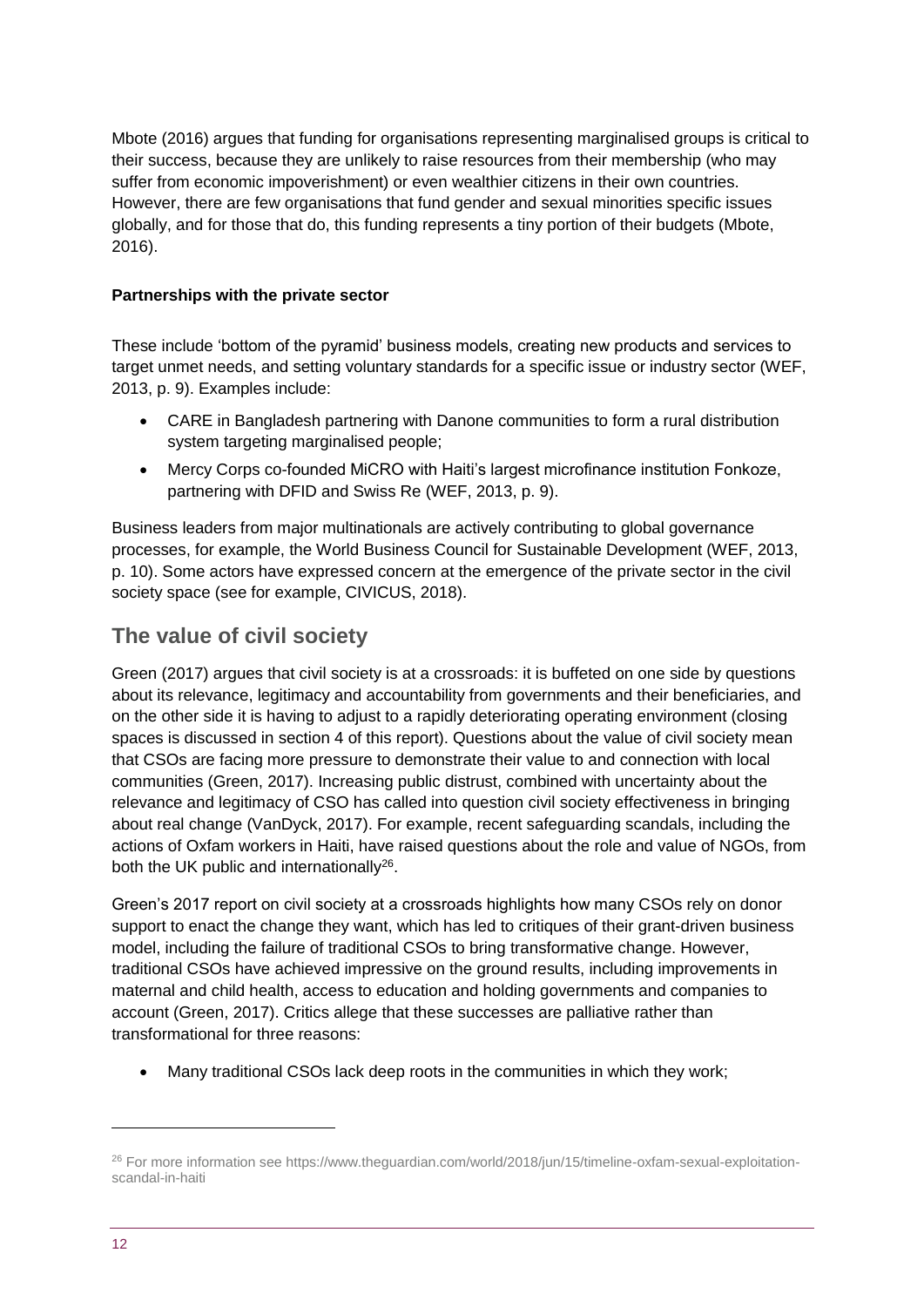Mbote (2016) argues that funding for organisations representing marginalised groups is critical to their success, because they are unlikely to raise resources from their membership (who may suffer from economic impoverishment) or even wealthier citizens in their own countries. However, there are few organisations that fund gender and sexual minorities specific issues globally, and for those that do, this funding represents a tiny portion of their budgets (Mbote, 2016).

**Partnerships with the private sector**

These include 'bottom of the pyramid' business models, creating new products and services to target unmet needs, and setting voluntary standards for a specific issue or industry sector (WEF, 2013, p. 9). Examples include:

- CARE in Bangladesh partnering with Danone communities to form a rural distribution system targeting marginalised people;
- Mercy Corps co-founded MiCRO with Haiti's largest microfinance institution Fonkoze, partnering with DFID and Swiss Re (WEF, 2013, p. 9).

Business leaders from major multinationals are actively contributing to global governance processes, for example, the World Business Council for Sustainable Development (WEF, 2013, p. 10). Some actors have expressed concern at the emergence of the private sector in the civil society space (see for example, CIVICUS, 2018).

## The value of civil society

Green (2017) argues that civil society is at a crossroads: it is buffeted on one side by questions about its relevance, legitimacy and accountability from governments and their beneficiaries, and on the other side it is having to adjust to a rapidly deteriorating operating environment (closing spaces is discussed in section 4 of this report). Questions about the value of civil society mean that CSOs are facing more pressure to demonstrate their value to and connection with local communities (Green, 2017). Increasing public distrust, combined with uncertainty about the relevance and legitimacy of CSO has called into question civil society effectiveness in bringing about real change (VanDyck, 2017). For example, recent safeguarding scandals, including the actions of Oxfam workers in Haiti, have raised questions about the role and value of NGOs, from both the UK public and internationally[26].

Green's 2017 report on civil society at a crossroads highlights how many CSOs rely on donor support to enact the change they want, which has led to critiques of their grant-driven business model, including the failure of traditional CSOs to bring transformative change. However, traditional CSOs have achieved impressive on the ground results, including improvements in maternal and child health, access to education and holding governments and companies to account (Green, 2017). Critics allege that these successes are palliative rather than transformational for three reasons:

- Many traditional CSOs lack deep roots in the communities in which they work;

[26] For more information see https://www.theguardian.com/world/2018/jun/15/timeline-oxfam-sexual-exploitation-scandal-in-haiti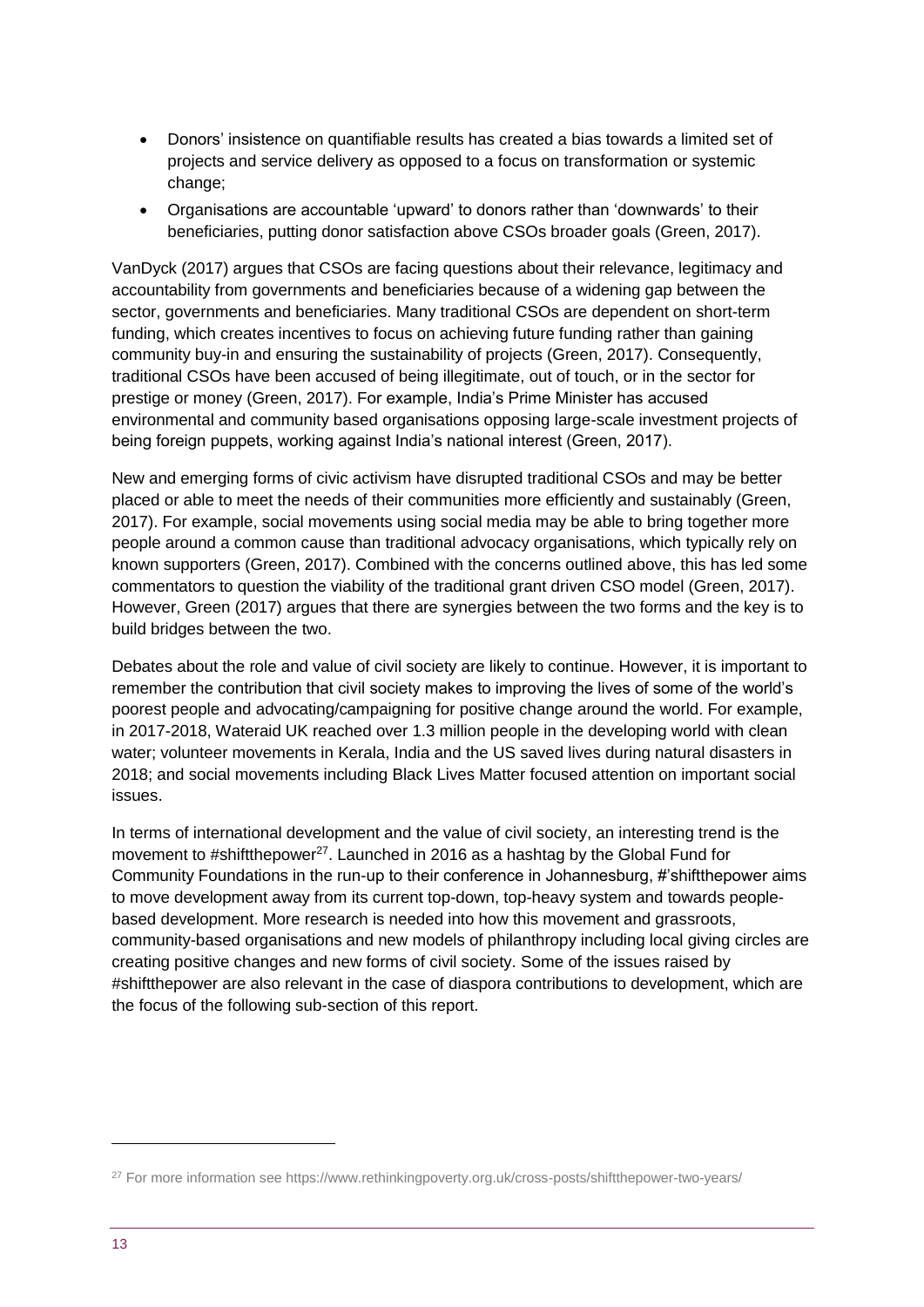- Donors' insistence on quantifiable results has created a bias towards a limited set of projects and service delivery as opposed to a focus on transformation or systemic change;
- Organisations are accountable 'upward' to donors rather than 'downwards' to their beneficiaries, putting donor satisfaction above CSOs broader goals (Green, 2017).

VanDyck (2017) argues that CSOs are facing questions about their relevance, legitimacy and accountability from governments and beneficiaries because of a widening gap between the sector, governments and beneficiaries. Many traditional CSOs are dependent on short-term funding, which creates incentives to focus on achieving future funding rather than gaining community buy-in and ensuring the sustainability of projects (Green, 2017). Consequently, traditional CSOs have been accused of being illegitimate, out of touch, or in the sector for prestige or money (Green, 2017). For example, India's Prime Minister has accused environmental and community based organisations opposing large-scale investment projects of being foreign puppets, working against India's national interest (Green, 2017).

New and emerging forms of civic activism have disrupted traditional CSOs and may be better placed or able to meet the needs of their communities more efficiently and sustainably (Green, 2017). For example, social movements using social media may be able to bring together more people around a common cause than traditional advocacy organisations, which typically rely on known supporters (Green, 2017). Combined with the concerns outlined above, this has led some commentators to question the viability of the traditional grant driven CSO model (Green, 2017). However, Green (2017) argues that there are synergies between the two forms and the key is to build bridges between the two.

Debates about the role and value of civil society are likely to continue. However, it is important to remember the contribution that civil society makes to improving the lives of some of the world's poorest people and advocating/campaigning for positive change around the world. For example, in 2017-2018, Wateraid UK reached over 1.3 million people in the developing world with clean water; volunteer movements in Kerala, India and the US saved lives during natural disasters in 2018; and social movements including Black Lives Matter focused attention on important social issues.

In terms of international development and the value of civil society, an interesting trend is the movement to #shiftthepower[27]. Launched in 2016 as a hashtag by the Global Fund for Community Foundations in the run-up to their conference in Johannesburg, #'shiftthepower aims to move development away from its current top-down, top-heavy system and towards people-based development. More research is needed into how this movement and grassroots, community-based organisations and new models of philanthropy including local giving circles are creating positive changes and new forms of civil society. Some of the issues raised by #shiftthepower are also relevant in the case of diaspora contributions to development, which are the focus of the following sub-section of this report.

---

[27] For more information see https://www.rethinkingpoverty.org.uk/cross-posts/shiftthepower-two-years/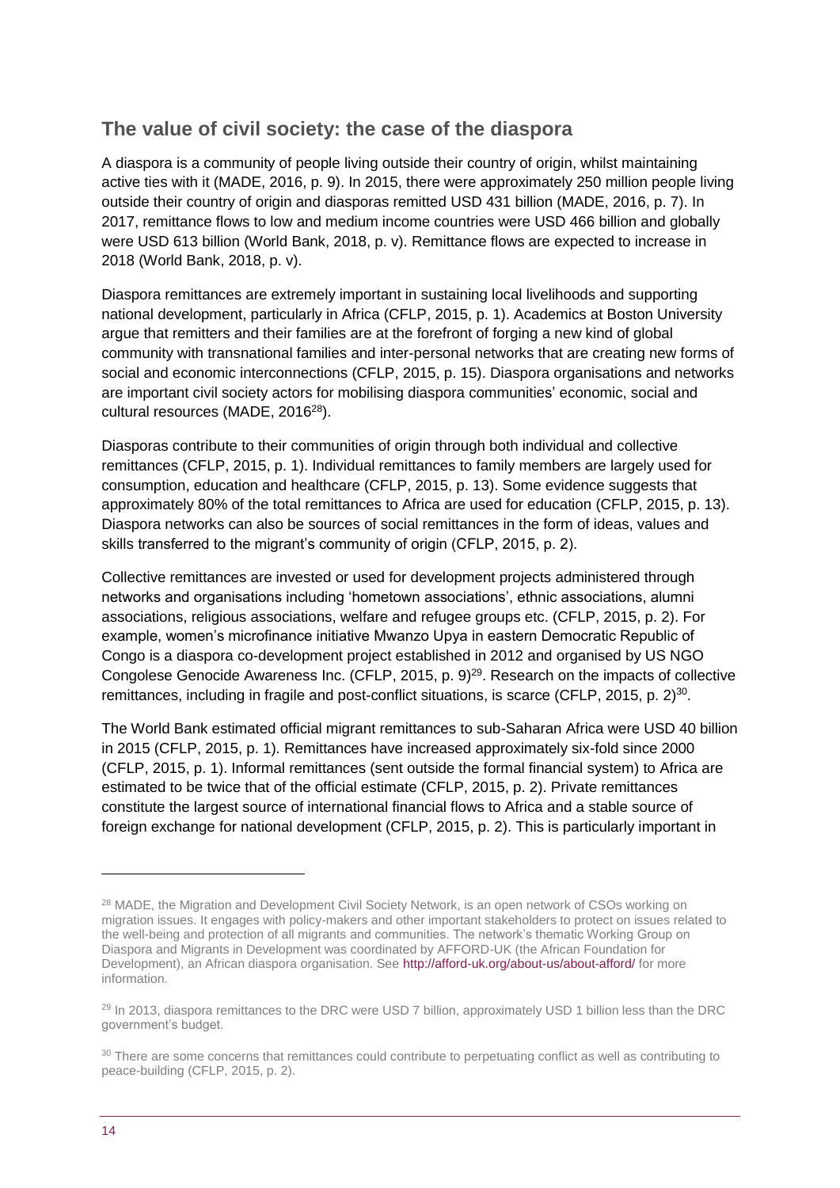## The value of civil society: the case of the diaspora

A diaspora is a community of people living outside their country of origin, whilst maintaining active ties with it (MADE, 2016, p. 9). In 2015, there were approximately 250 million people living outside their country of origin and diasporas remitted USD 431 billion (MADE, 2016, p. 7). In 2017, remittance flows to low and medium income countries were USD 466 billion and globally were USD 613 billion (World Bank, 2018, p. v). Remittance flows are expected to increase in 2018 (World Bank, 2018, p. v).

Diaspora remittances are extremely important in sustaining local livelihoods and supporting national development, particularly in Africa (CFLP, 2015, p. 1). Academics at Boston University argue that remitters and their families are at the forefront of forging a new kind of global community with transnational families and inter-personal networks that are creating new forms of social and economic interconnections (CFLP, 2015, p. 15). Diaspora organisations and networks are important civil society actors for mobilising diaspora communities' economic, social and cultural resources (MADE, 2016[28]).

Diasporas contribute to their communities of origin through both individual and collective remittances (CFLP, 2015, p. 1). Individual remittances to family members are largely used for consumption, education and healthcare (CFLP, 2015, p. 13). Some evidence suggests that approximately 80% of the total remittances to Africa are used for education (CFLP, 2015, p. 13). Diaspora networks can also be sources of social remittances in the form of ideas, values and skills transferred to the migrant's community of origin (CFLP, 2015, p. 2).

Collective remittances are invested or used for development projects administered through networks and organisations including 'hometown associations', ethnic associations, alumni associations, religious associations, welfare and refugee groups etc. (CFLP, 2015, p. 2). For example, women's microfinance initiative Mwanzo Upya in eastern Democratic Republic of Congo is a diaspora co-development project established in 2012 and organised by US NGO Congolese Genocide Awareness Inc. (CFLP, 2015, p. 9)[29]. Research on the impacts of collective remittances, including in fragile and post-conflict situations, is scarce (CFLP, 2015, p. 2)[30].

The World Bank estimated official migrant remittances to sub-Saharan Africa were USD 40 billion in 2015 (CFLP, 2015, p. 1). Remittances have increased approximately six-fold since 2000 (CFLP, 2015, p. 1). Informal remittances (sent outside the formal financial system) to Africa are estimated to be twice that of the official estimate (CFLP, 2015, p. 2). Private remittances constitute the largest source of international financial flows to Africa and a stable source of foreign exchange for national development (CFLP, 2015, p. 2). This is particularly important in

---

[28] MADE, the Migration and Development Civil Society Network, is an open network of CSOs working on migration issues. It engages with policy-makers and other important stakeholders to protect on issues related to the well-being and protection of all migrants and communities. The network's thematic Working Group on Diaspora and Migrants in Development was coordinated by AFFORD-UK (the African Foundation for Development), an African diaspora organisation. See http://afford-uk.org/about-us/about-afford/ for more information.

[29] In 2013, diaspora remittances to the DRC were USD 7 billion, approximately USD 1 billion less than the DRC government's budget.

[30] There are some concerns that remittances could contribute to perpetuating conflict as well as contributing to peace-building (CFLP, 2015, p. 2).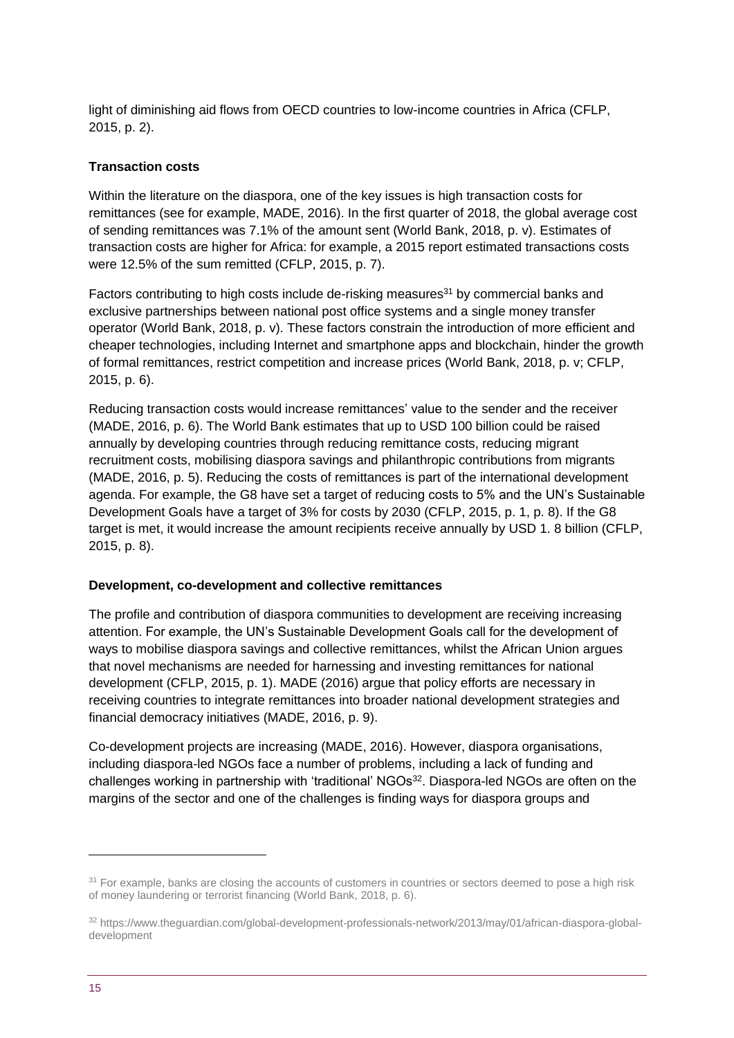light of diminishing aid flows from OECD countries to low-income countries in Africa (CFLP, 2015, p. 2).

**Transaction costs**

Within the literature on the diaspora, one of the key issues is high transaction costs for remittances (see for example, MADE, 2016). In the first quarter of 2018, the global average cost of sending remittances was 7.1% of the amount sent (World Bank, 2018, p. v). Estimates of transaction costs are higher for Africa: for example, a 2015 report estimated transactions costs were 12.5% of the sum remitted (CFLP, 2015, p. 7).

Factors contributing to high costs include de-risking measures[31] by commercial banks and exclusive partnerships between national post office systems and a single money transfer operator (World Bank, 2018, p. v). These factors constrain the introduction of more efficient and cheaper technologies, including Internet and smartphone apps and blockchain, hinder the growth of formal remittances, restrict competition and increase prices (World Bank, 2018, p. v; CFLP, 2015, p. 6).

Reducing transaction costs would increase remittances' value to the sender and the receiver (MADE, 2016, p. 6). The World Bank estimates that up to USD 100 billion could be raised annually by developing countries through reducing remittance costs, reducing migrant recruitment costs, mobilising diaspora savings and philanthropic contributions from migrants (MADE, 2016, p. 5). Reducing the costs of remittances is part of the international development agenda. For example, the G8 have set a target of reducing costs to 5% and the UN's Sustainable Development Goals have a target of 3% for costs by 2030 (CFLP, 2015, p. 1, p. 8). If the G8 target is met, it would increase the amount recipients receive annually by USD 1. 8 billion (CFLP, 2015, p. 8).

**Development, co-development and collective remittances**

The profile and contribution of diaspora communities to development are receiving increasing attention. For example, the UN's Sustainable Development Goals call for the development of ways to mobilise diaspora savings and collective remittances, whilst the African Union argues that novel mechanisms are needed for harnessing and investing remittances for national development (CFLP, 2015, p. 1). MADE (2016) argue that policy efforts are necessary in receiving countries to integrate remittances into broader national development strategies and financial democracy initiatives (MADE, 2016, p. 9).

Co-development projects are increasing (MADE, 2016). However, diaspora organisations, including diaspora-led NGOs face a number of problems, including a lack of funding and challenges working in partnership with 'traditional' NGOs[32]. Diaspora-led NGOs are often on the margins of the sector and one of the challenges is finding ways for diaspora groups and

---

[31] For example, banks are closing the accounts of customers in countries or sectors deemed to pose a high risk of money laundering or terrorist financing (World Bank, 2018, p. 6).

[32] https://www.theguardian.com/global-development-professionals-network/2013/may/01/african-diaspora-global-development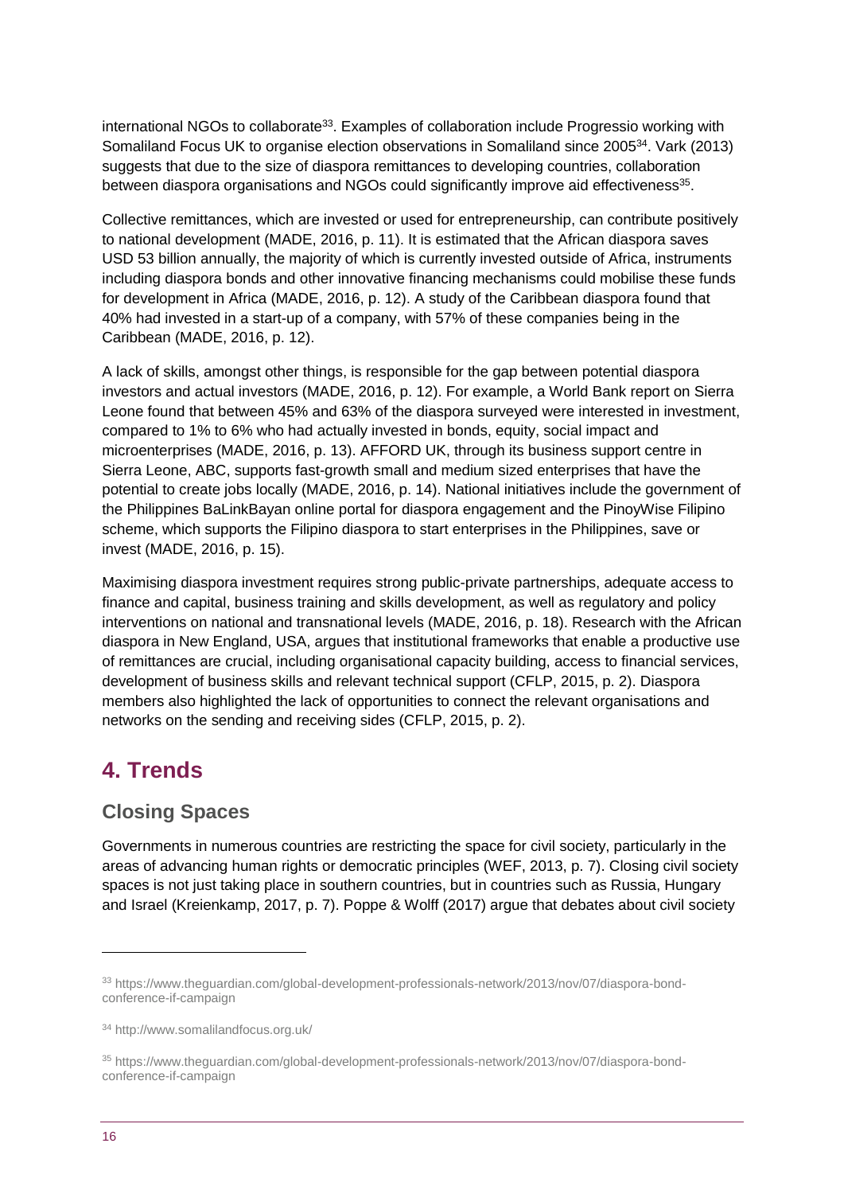international NGOs to collaborate[33]. Examples of collaboration include Progressio working with Somaliland Focus UK to organise election observations in Somaliland since 2005[34]. Vark (2013) suggests that due to the size of diaspora remittances to developing countries, collaboration between diaspora organisations and NGOs could significantly improve aid effectiveness[35].

Collective remittances, which are invested or used for entrepreneurship, can contribute positively to national development (MADE, 2016, p. 11). It is estimated that the African diaspora saves USD 53 billion annually, the majority of which is currently invested outside of Africa, instruments including diaspora bonds and other innovative financing mechanisms could mobilise these funds for development in Africa (MADE, 2016, p. 12). A study of the Caribbean diaspora found that 40% had invested in a start-up of a company, with 57% of these companies being in the Caribbean (MADE, 2016, p. 12).

A lack of skills, amongst other things, is responsible for the gap between potential diaspora investors and actual investors (MADE, 2016, p. 12). For example, a World Bank report on Sierra Leone found that between 45% and 63% of the diaspora surveyed were interested in investment, compared to 1% to 6% who had actually invested in bonds, equity, social impact and microenterprises (MADE, 2016, p. 13). AFFORD UK, through its business support centre in Sierra Leone, ABC, supports fast-growth small and medium sized enterprises that have the potential to create jobs locally (MADE, 2016, p. 14). National initiatives include the government of the Philippines BaLinkBayan online portal for diaspora engagement and the PinoyWise Filipino scheme, which supports the Filipino diaspora to start enterprises in the Philippines, save or invest (MADE, 2016, p. 15).

Maximising diaspora investment requires strong public-private partnerships, adequate access to finance and capital, business training and skills development, as well as regulatory and policy interventions on national and transnational levels (MADE, 2016, p. 18). Research with the African diaspora in New England, USA, argues that institutional frameworks that enable a productive use of remittances are crucial, including organisational capacity building, access to financial services, development of business skills and relevant technical support (CFLP, 2015, p. 2). Diaspora members also highlighted the lack of opportunities to connect the relevant organisations and networks on the sending and receiving sides (CFLP, 2015, p. 2).

# 4. Trends

## Closing Spaces

Governments in numerous countries are restricting the space for civil society, particularly in the areas of advancing human rights or democratic principles (WEF, 2013, p. 7). Closing civil society spaces is not just taking place in southern countries, but in countries such as Russia, Hungary and Israel (Kreienkamp, 2017, p. 7). Poppe & Wolff (2017) argue that debates about civil society

---

[33] https://www.theguardian.com/global-development-professionals-network/2013/nov/07/diaspora-bond-conference-if-campaign

[34] http://www.somalilandfocus.org.uk/

[35] https://www.theguardian.com/global-development-professionals-network/2013/nov/07/diaspora-bond-conference-if-campaign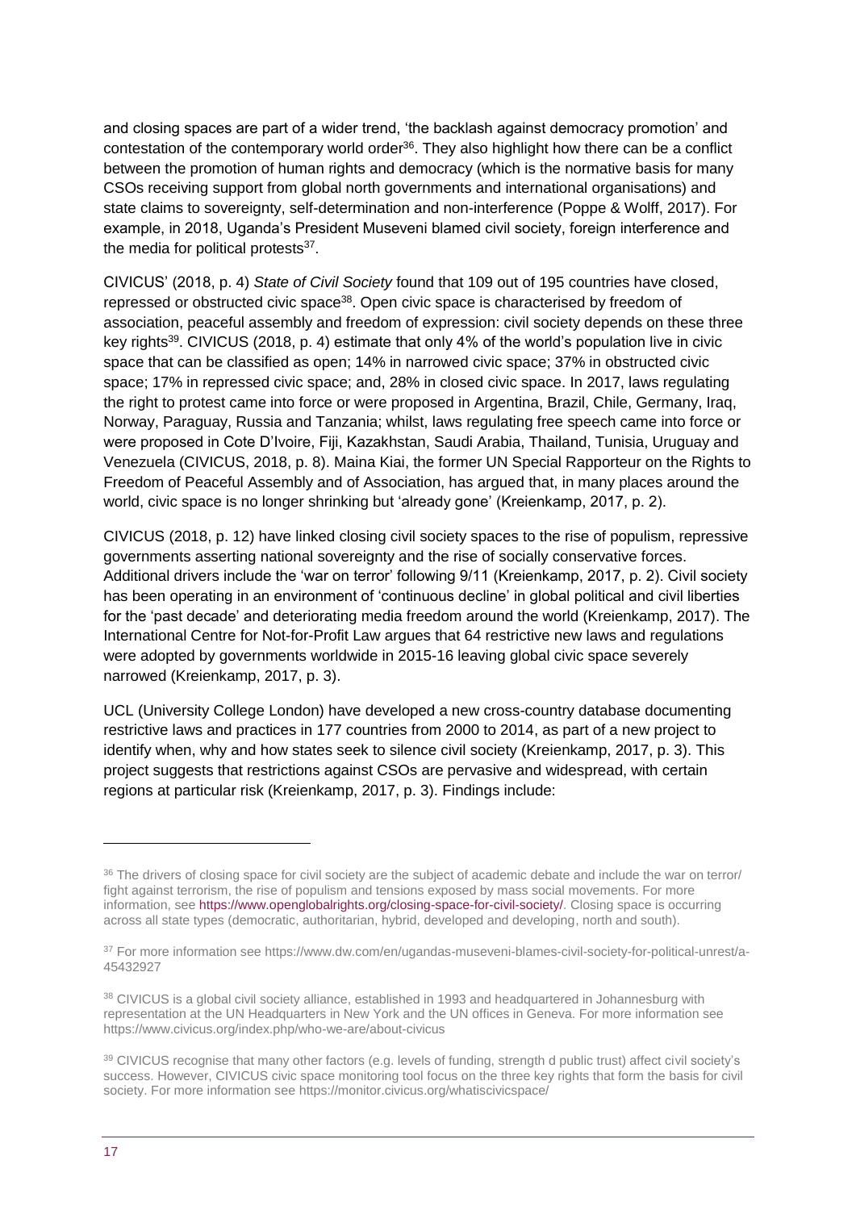and closing spaces are part of a wider trend, 'the backlash against democracy promotion' and contestation of the contemporary world order[36]. They also highlight how there can be a conflict between the promotion of human rights and democracy (which is the normative basis for many CSOs receiving support from global north governments and international organisations) and state claims to sovereignty, self-determination and non-interference (Poppe & Wolff, 2017). For example, in 2018, Uganda's President Museveni blamed civil society, foreign interference and the media for political protests[37].

CIVICUS' (2018, p. 4) *State of Civil Society* found that 109 out of 195 countries have closed, repressed or obstructed civic space[38]. Open civic space is characterised by freedom of association, peaceful assembly and freedom of expression: civil society depends on these three key rights[39]. CIVICUS (2018, p. 4) estimate that only 4% of the world's population live in civic space that can be classified as open; 14% in narrowed civic space; 37% in obstructed civic space; 17% in repressed civic space; and, 28% in closed civic space. In 2017, laws regulating the right to protest came into force or were proposed in Argentina, Brazil, Chile, Germany, Iraq, Norway, Paraguay, Russia and Tanzania; whilst, laws regulating free speech came into force or were proposed in Cote D'Ivoire, Fiji, Kazakhstan, Saudi Arabia, Thailand, Tunisia, Uruguay and Venezuela (CIVICUS, 2018, p. 8). Maina Kiai, the former UN Special Rapporteur on the Rights to Freedom of Peaceful Assembly and of Association, has argued that, in many places around the world, civic space is no longer shrinking but 'already gone' (Kreienkamp, 2017, p. 2).

CIVICUS (2018, p. 12) have linked closing civil society spaces to the rise of populism, repressive governments asserting national sovereignty and the rise of socially conservative forces. Additional drivers include the 'war on terror' following 9/11 (Kreienkamp, 2017, p. 2). Civil society has been operating in an environment of 'continuous decline' in global political and civil liberties for the 'past decade' and deteriorating media freedom around the world (Kreienkamp, 2017). The International Centre for Not-for-Profit Law argues that 64 restrictive new laws and regulations were adopted by governments worldwide in 2015-16 leaving global civic space severely narrowed (Kreienkamp, 2017, p. 3).

UCL (University College London) have developed a new cross-country database documenting restrictive laws and practices in 177 countries from 2000 to 2014, as part of a new project to identify when, why and how states seek to silence civil society (Kreienkamp, 2017, p. 3). This project suggests that restrictions against CSOs are pervasive and widespread, with certain regions at particular risk (Kreienkamp, 2017, p. 3). Findings include:

---

[36] The drivers of closing space for civil society are the subject of academic debate and include the war on terror/ fight against terrorism, the rise of populism and tensions exposed by mass social movements. For more information, see https://www.openglobalrights.org/closing-space-for-civil-society/. Closing space is occurring across all state types (democratic, authoritarian, hybrid, developed and developing, north and south).

[37] For more information see https://www.dw.com/en/ugandas-museveni-blames-civil-society-for-political-unrest/a-45432927

[38] CIVICUS is a global civil society alliance, established in 1993 and headquartered in Johannesburg with representation at the UN Headquarters in New York and the UN offices in Geneva. For more information see https://www.civicus.org/index.php/who-we-are/about-civicus

[39] CIVICUS recognise that many other factors (e.g. levels of funding, strength d public trust) affect civil society's success. However, CIVICUS civic space monitoring tool focus on the three key rights that form the basis for civil society. For more information see https://monitor.civicus.org/whatiscivicspace/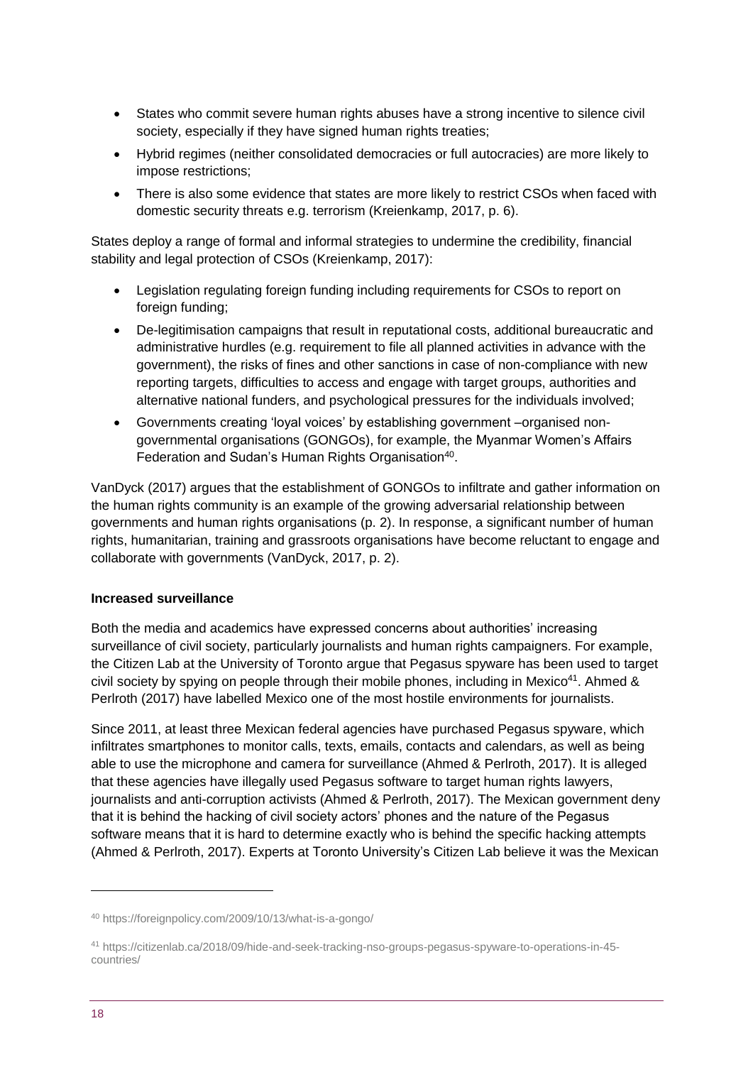- States who commit severe human rights abuses have a strong incentive to silence civil society, especially if they have signed human rights treaties;
- Hybrid regimes (neither consolidated democracies or full autocracies) are more likely to impose restrictions;
- There is also some evidence that states are more likely to restrict CSOs when faced with domestic security threats e.g. terrorism (Kreienkamp, 2017, p. 6).

States deploy a range of formal and informal strategies to undermine the credibility, financial stability and legal protection of CSOs (Kreienkamp, 2017):

- Legislation regulating foreign funding including requirements for CSOs to report on foreign funding;
- De-legitimisation campaigns that result in reputational costs, additional bureaucratic and administrative hurdles (e.g. requirement to file all planned activities in advance with the government), the risks of fines and other sanctions in case of non-compliance with new reporting targets, difficulties to access and engage with target groups, authorities and alternative national funders, and psychological pressures for the individuals involved;
- Governments creating 'loyal voices' by establishing government –organised non-governmental organisations (GONGOs), for example, the Myanmar Women's Affairs Federation and Sudan's Human Rights Organisation[40].

VanDyck (2017) argues that the establishment of GONGOs to infiltrate and gather information on the human rights community is an example of the growing adversarial relationship between governments and human rights organisations (p. 2). In response, a significant number of human rights, humanitarian, training and grassroots organisations have become reluctant to engage and collaborate with governments (VanDyck, 2017, p. 2).

**Increased surveillance**

Both the media and academics have expressed concerns about authorities' increasing surveillance of civil society, particularly journalists and human rights campaigners. For example, the Citizen Lab at the University of Toronto argue that Pegasus spyware has been used to target civil society by spying on people through their mobile phones, including in Mexico[41]. Ahmed & Perlroth (2017) have labelled Mexico one of the most hostile environments for journalists.

Since 2011, at least three Mexican federal agencies have purchased Pegasus spyware, which infiltrates smartphones to monitor calls, texts, emails, contacts and calendars, as well as being able to use the microphone and camera for surveillance (Ahmed & Perlroth, 2017). It is alleged that these agencies have illegally used Pegasus software to target human rights lawyers, journalists and anti-corruption activists (Ahmed & Perlroth, 2017). The Mexican government deny that it is behind the hacking of civil society actors' phones and the nature of the Pegasus software means that it is hard to determine exactly who is behind the specific hacking attempts (Ahmed & Perlroth, 2017). Experts at Toronto University's Citizen Lab believe it was the Mexican

---

[40] https://foreignpolicy.com/2009/10/13/what-is-a-gongo/

[41] https://citizenlab.ca/2018/09/hide-and-seek-tracking-nso-groups-pegasus-spyware-to-operations-in-45-countries/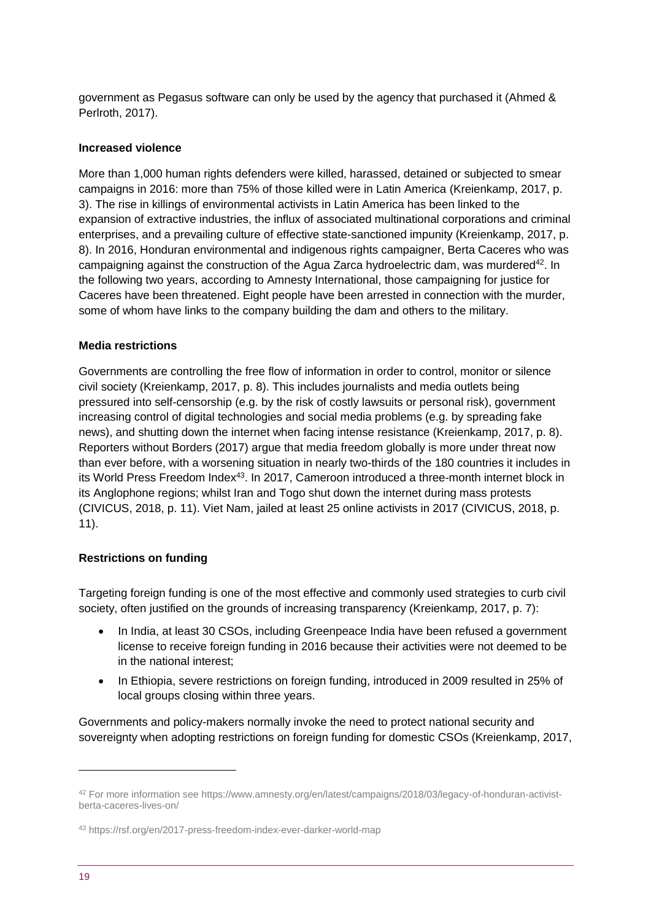government as Pegasus software can only be used by the agency that purchased it (Ahmed & Perlroth, 2017).

**Increased violence**

More than 1,000 human rights defenders were killed, harassed, detained or subjected to smear campaigns in 2016: more than 75% of those killed were in Latin America (Kreienkamp, 2017, p. 3). The rise in killings of environmental activists in Latin America has been linked to the expansion of extractive industries, the influx of associated multinational corporations and criminal enterprises, and a prevailing culture of effective state-sanctioned impunity (Kreienkamp, 2017, p. 8). In 2016, Honduran environmental and indigenous rights campaigner, Berta Caceres who was campaigning against the construction of the Agua Zarca hydroelectric dam, was murdered[42]. In the following two years, according to Amnesty International, those campaigning for justice for Caceres have been threatened. Eight people have been arrested in connection with the murder, some of whom have links to the company building the dam and others to the military.

**Media restrictions**

Governments are controlling the free flow of information in order to control, monitor or silence civil society (Kreienkamp, 2017, p. 8). This includes journalists and media outlets being pressured into self-censorship (e.g. by the risk of costly lawsuits or personal risk), government increasing control of digital technologies and social media problems (e.g. by spreading fake news), and shutting down the internet when facing intense resistance (Kreienkamp, 2017, p. 8). Reporters without Borders (2017) argue that media freedom globally is more under threat now than ever before, with a worsening situation in nearly two-thirds of the 180 countries it includes in its World Press Freedom Index[43]. In 2017, Cameroon introduced a three-month internet block in its Anglophone regions; whilst Iran and Togo shut down the internet during mass protests (CIVICUS, 2018, p. 11). Viet Nam, jailed at least 25 online activists in 2017 (CIVICUS, 2018, p. 11).

**Restrictions on funding**

Targeting foreign funding is one of the most effective and commonly used strategies to curb civil society, often justified on the grounds of increasing transparency (Kreienkamp, 2017, p. 7):

- In India, at least 30 CSOs, including Greenpeace India have been refused a government license to receive foreign funding in 2016 because their activities were not deemed to be in the national interest;
- In Ethiopia, severe restrictions on foreign funding, introduced in 2009 resulted in 25% of local groups closing within three years.

Governments and policy-makers normally invoke the need to protect national security and sovereignty when adopting restrictions on foreign funding for domestic CSOs (Kreienkamp, 2017,

---

[42] For more information see https://www.amnesty.org/en/latest/campaigns/2018/03/legacy-of-honduran-activist-berta-caceres-lives-on/

[43] https://rsf.org/en/2017-press-freedom-index-ever-darker-world-map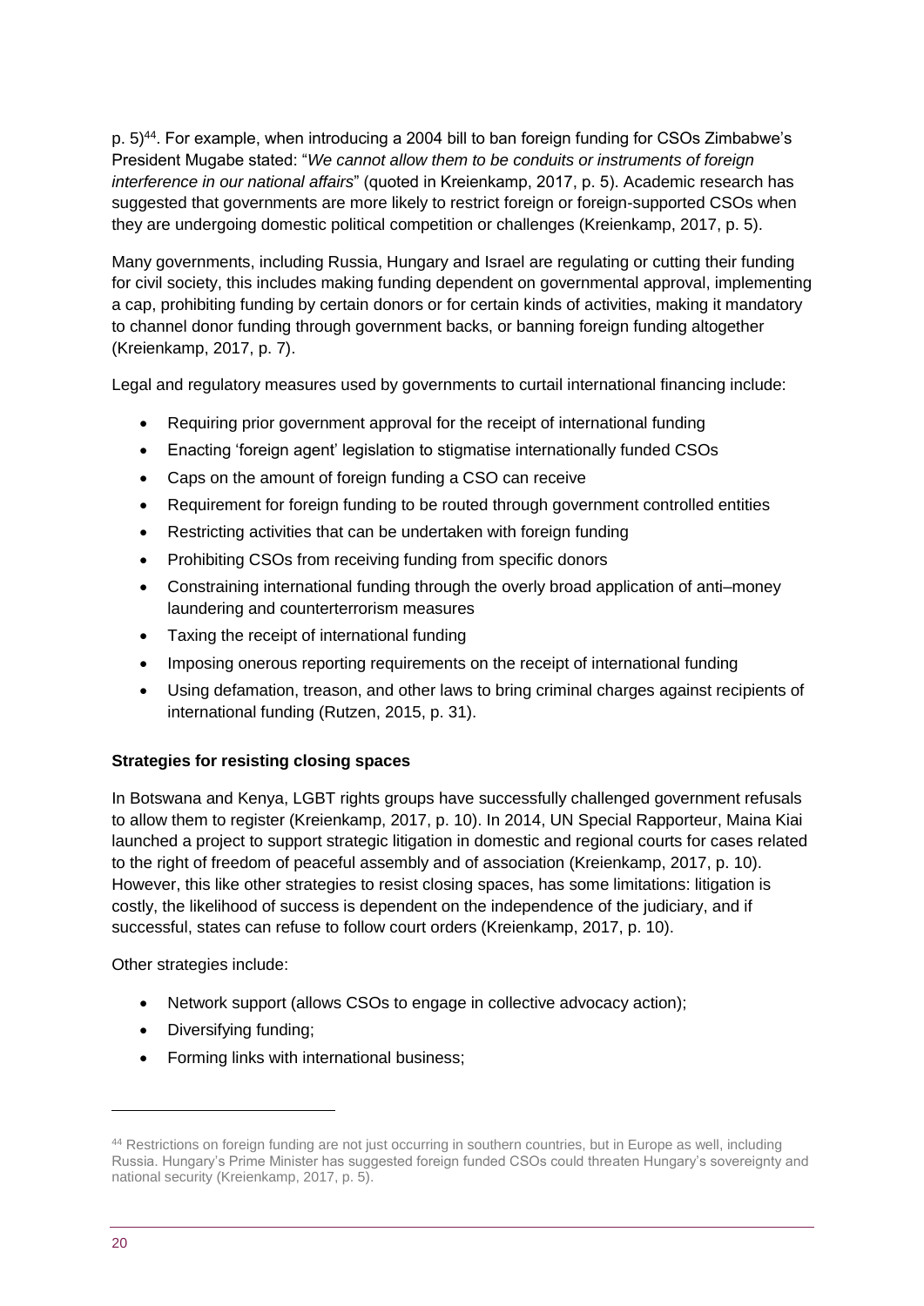p. 5)[44]. For example, when introducing a 2004 bill to ban foreign funding for CSOs Zimbabwe's President Mugabe stated: "*We cannot allow them to be conduits or instruments of foreign interference in our national affairs*" (quoted in Kreienkamp, 2017, p. 5). Academic research has suggested that governments are more likely to restrict foreign or foreign-supported CSOs when they are undergoing domestic political competition or challenges (Kreienkamp, 2017, p. 5).

Many governments, including Russia, Hungary and Israel are regulating or cutting their funding for civil society, this includes making funding dependent on governmental approval, implementing a cap, prohibiting funding by certain donors or for certain kinds of activities, making it mandatory to channel donor funding through government backs, or banning foreign funding altogether (Kreienkamp, 2017, p. 7).

Legal and regulatory measures used by governments to curtail international financing include:

- Requiring prior government approval for the receipt of international funding
- Enacting 'foreign agent' legislation to stigmatise internationally funded CSOs
- Caps on the amount of foreign funding a CSO can receive
- Requirement for foreign funding to be routed through government controlled entities
- Restricting activities that can be undertaken with foreign funding
- Prohibiting CSOs from receiving funding from specific donors
- Constraining international funding through the overly broad application of anti–money laundering and counterterrorism measures
- Taxing the receipt of international funding
- Imposing onerous reporting requirements on the receipt of international funding
- Using defamation, treason, and other laws to bring criminal charges against recipients of international funding (Rutzen, 2015, p. 31).

**Strategies for resisting closing spaces**

In Botswana and Kenya, LGBT rights groups have successfully challenged government refusals to allow them to register (Kreienkamp, 2017, p. 10). In 2014, UN Special Rapporteur, Maina Kiai launched a project to support strategic litigation in domestic and regional courts for cases related to the right of freedom of peaceful assembly and of association (Kreienkamp, 2017, p. 10). However, this like other strategies to resist closing spaces, has some limitations: litigation is costly, the likelihood of success is dependent on the independence of the judiciary, and if successful, states can refuse to follow court orders (Kreienkamp, 2017, p. 10).

Other strategies include:

- Network support (allows CSOs to engage in collective advocacy action);
- Diversifying funding;
- Forming links with international business;

[44] Restrictions on foreign funding are not just occurring in southern countries, but in Europe as well, including Russia. Hungary's Prime Minister has suggested foreign funded CSOs could threaten Hungary's sovereignty and national security (Kreienkamp, 2017, p. 5).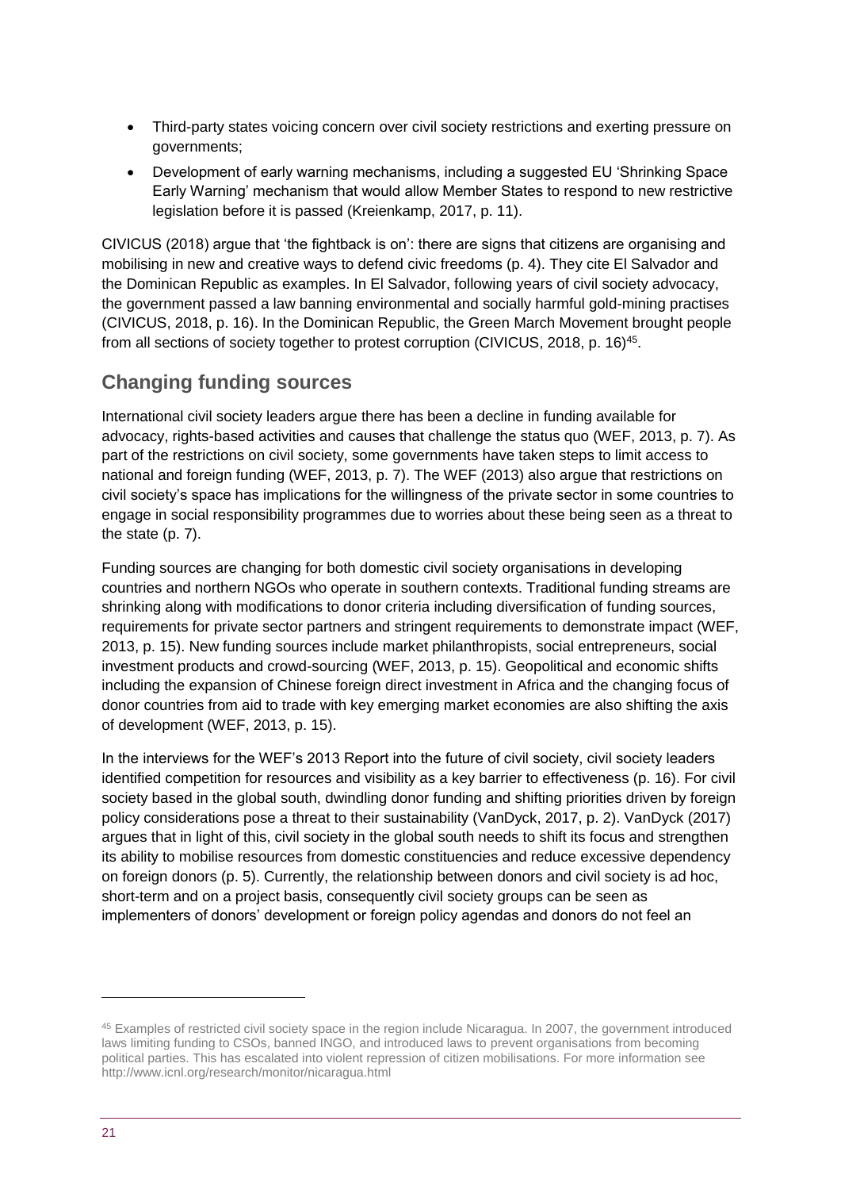- Third-party states voicing concern over civil society restrictions and exerting pressure on governments;
- Development of early warning mechanisms, including a suggested EU 'Shrinking Space Early Warning' mechanism that would allow Member States to respond to new restrictive legislation before it is passed (Kreienkamp, 2017, p. 11).

CIVICUS (2018) argue that 'the fightback is on': there are signs that citizens are organising and mobilising in new and creative ways to defend civic freedoms (p. 4). They cite El Salvador and the Dominican Republic as examples. In El Salvador, following years of civil society advocacy, the government passed a law banning environmental and socially harmful gold-mining practises (CIVICUS, 2018, p. 16). In the Dominican Republic, the Green March Movement brought people from all sections of society together to protest corruption (CIVICUS, 2018, p. 16)[45].

## Changing funding sources

International civil society leaders argue there has been a decline in funding available for advocacy, rights-based activities and causes that challenge the status quo (WEF, 2013, p. 7). As part of the restrictions on civil society, some governments have taken steps to limit access to national and foreign funding (WEF, 2013, p. 7). The WEF (2013) also argue that restrictions on civil society's space has implications for the willingness of the private sector in some countries to engage in social responsibility programmes due to worries about these being seen as a threat to the state (p. 7).

Funding sources are changing for both domestic civil society organisations in developing countries and northern NGOs who operate in southern contexts. Traditional funding streams are shrinking along with modifications to donor criteria including diversification of funding sources, requirements for private sector partners and stringent requirements to demonstrate impact (WEF, 2013, p. 15). New funding sources include market philanthropists, social entrepreneurs, social investment products and crowd-sourcing (WEF, 2013, p. 15). Geopolitical and economic shifts including the expansion of Chinese foreign direct investment in Africa and the changing focus of donor countries from aid to trade with key emerging market economies are also shifting the axis of development (WEF, 2013, p. 15).

In the interviews for the WEF's 2013 Report into the future of civil society, civil society leaders identified competition for resources and visibility as a key barrier to effectiveness (p. 16). For civil society based in the global south, dwindling donor funding and shifting priorities driven by foreign policy considerations pose a threat to their sustainability (VanDyck, 2017, p. 2). VanDyck (2017) argues that in light of this, civil society in the global south needs to shift its focus and strengthen its ability to mobilise resources from domestic constituencies and reduce excessive dependency on foreign donors (p. 5). Currently, the relationship between donors and civil society is ad hoc, short-term and on a project basis, consequently civil society groups can be seen as implementers of donors' development or foreign policy agendas and donors do not feel an

[45] Examples of restricted civil society space in the region include Nicaragua. In 2007, the government introduced laws limiting funding to CSOs, banned INGO, and introduced laws to prevent organisations from becoming political parties. This has escalated into violent repression of citizen mobilisations. For more information see http://www.icnl.org/research/monitor/nicaragua.html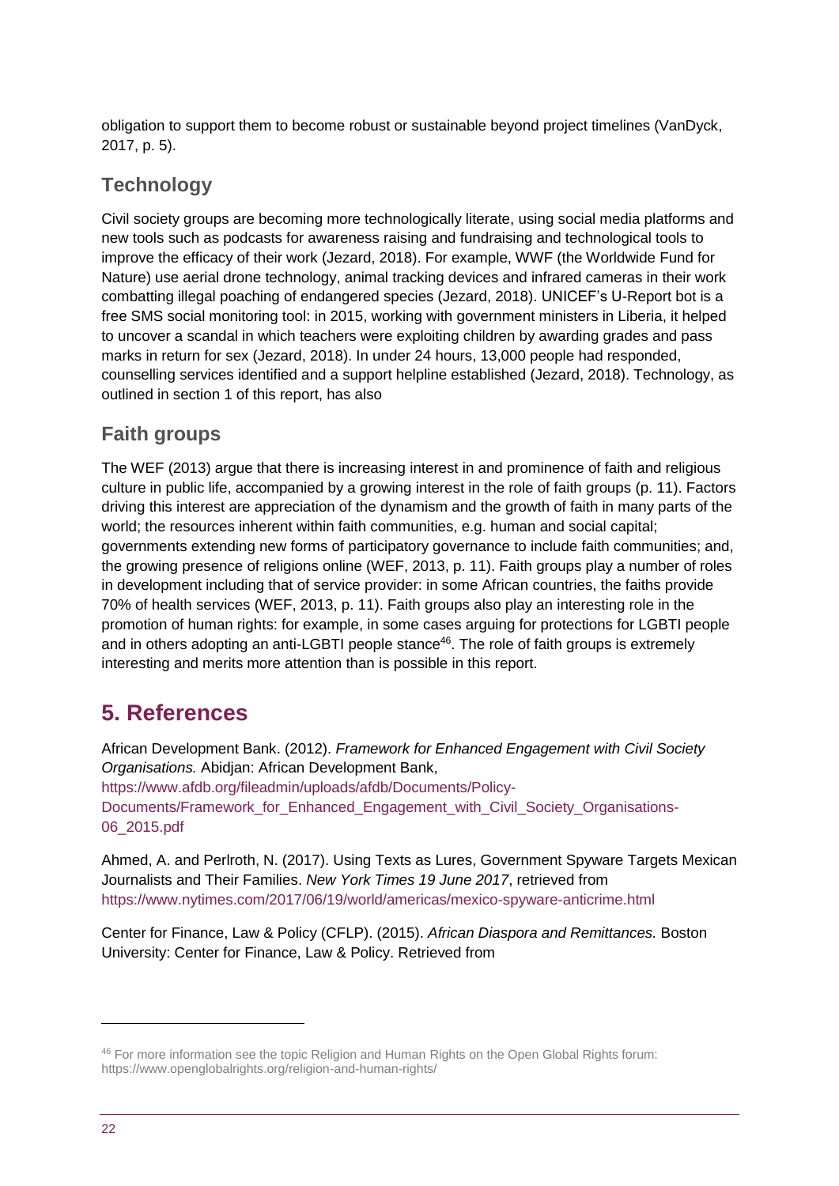obligation to support them to become robust or sustainable beyond project timelines (VanDyck, 2017, p. 5).

## Technology

Civil society groups are becoming more technologically literate, using social media platforms and new tools such as podcasts for awareness raising and fundraising and technological tools to improve the efficacy of their work (Jezard, 2018). For example, WWF (the Worldwide Fund for Nature) use aerial drone technology, animal tracking devices and infrared cameras in their work combatting illegal poaching of endangered species (Jezard, 2018). UNICEF's U-Report bot is a free SMS social monitoring tool: in 2015, working with government ministers in Liberia, it helped to uncover a scandal in which teachers were exploiting children by awarding grades and pass marks in return for sex (Jezard, 2018). In under 24 hours, 13,000 people had responded, counselling services identified and a support helpline established (Jezard, 2018). Technology, as outlined in section 1 of this report, has also

## Faith groups

The WEF (2013) argue that there is increasing interest in and prominence of faith and religious culture in public life, accompanied by a growing interest in the role of faith groups (p. 11). Factors driving this interest are appreciation of the dynamism and the growth of faith in many parts of the world; the resources inherent within faith communities, e.g. human and social capital; governments extending new forms of participatory governance to include faith communities; and, the growing presence of religions online (WEF, 2013, p. 11). Faith groups play a number of roles in development including that of service provider: in some African countries, the faiths provide 70% of health services (WEF, 2013, p. 11). Faith groups also play an interesting role in the promotion of human rights: for example, in some cases arguing for protections for LGBTI people and in others adopting an anti-LGBTI people stance[46]. The role of faith groups is extremely interesting and merits more attention than is possible in this report.

# 5. References

African Development Bank. (2012). *Framework for Enhanced Engagement with Civil Society Organisations.* Abidjan: African Development Bank, https://www.afdb.org/fileadmin/uploads/afdb/Documents/Policy-Documents/Framework_for_Enhanced_Engagement_with_Civil_Society_Organisations-06_2015.pdf

Ahmed, A. and Perlroth, N. (2017). Using Texts as Lures, Government Spyware Targets Mexican Journalists and Their Families. *New York Times 19 June 2017*, retrieved from https://www.nytimes.com/2017/06/19/world/americas/mexico-spyware-anticrime.html

Center for Finance, Law & Policy (CFLP). (2015). *African Diaspora and Remittances.* Boston University: Center for Finance, Law & Policy. Retrieved from

[46] For more information see the topic Religion and Human Rights on the Open Global Rights forum: https://www.openglobalrights.org/religion-and-human-rights/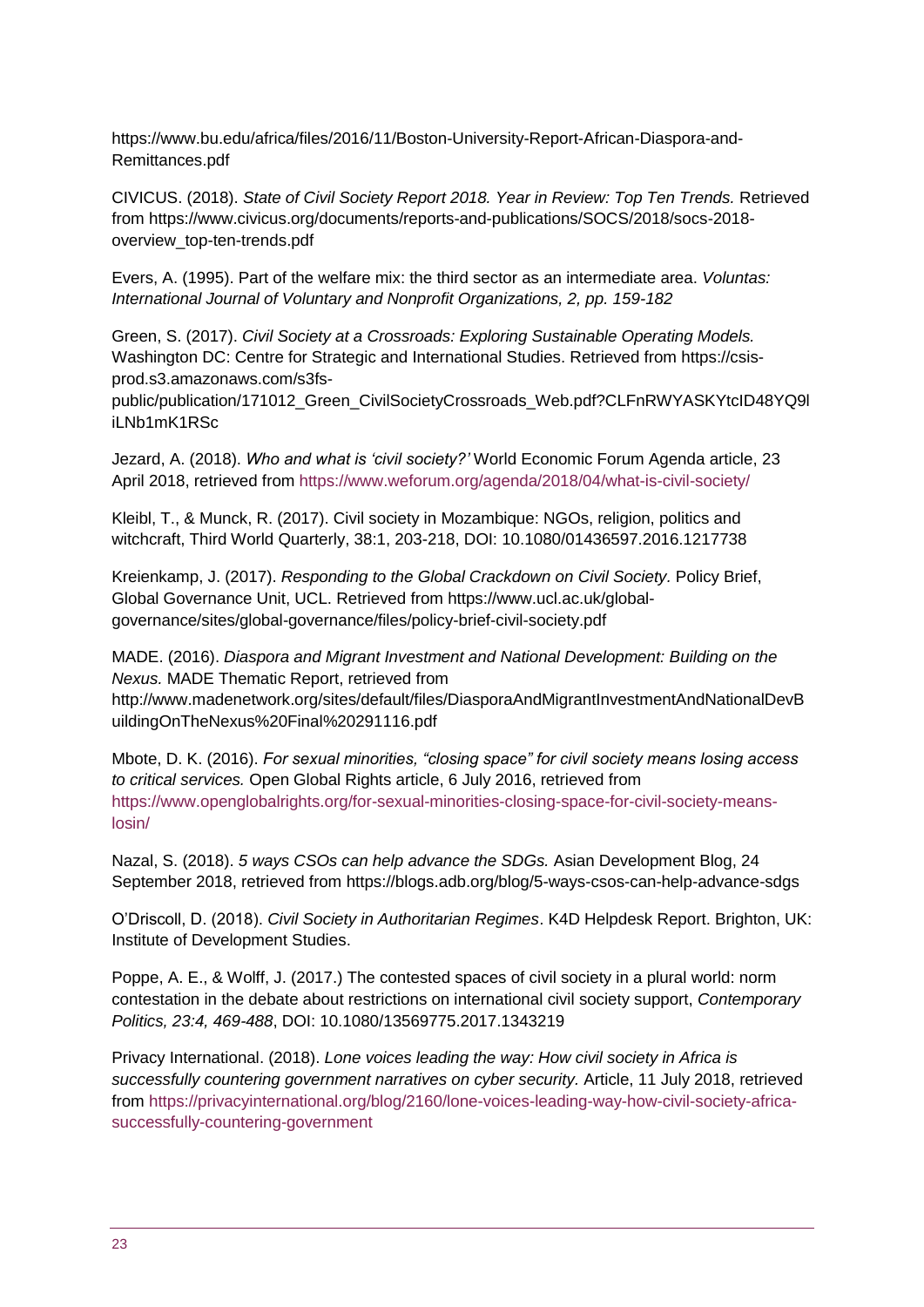https://www.bu.edu/africa/files/2016/11/Boston-University-Report-African-Diaspora-and-Remittances.pdf

CIVICUS. (2018). *State of Civil Society Report 2018. Year in Review: Top Ten Trends.* Retrieved from https://www.civicus.org/documents/reports-and-publications/SOCS/2018/socs-2018-overview_top-ten-trends.pdf

Evers, A. (1995). Part of the welfare mix: the third sector as an intermediate area. *Voluntas: International Journal of Voluntary and Nonprofit Organizations, 2, pp. 159-182*

Green, S. (2017). *Civil Society at a Crossroads: Exploring Sustainable Operating Models.* Washington DC: Centre for Strategic and International Studies. Retrieved from https://csis-prod.s3.amazonaws.com/s3fs-public/publication/171012_Green_CivilSocietyCrossroads_Web.pdf?CLFnRWYASKYtcID48YQ9liLNb1mK1RSc

Jezard, A. (2018). *Who and what is 'civil society?'* World Economic Forum Agenda article, 23 April 2018, retrieved from https://www.weforum.org/agenda/2018/04/what-is-civil-society/

Kleibl, T., & Munck, R. (2017). Civil society in Mozambique: NGOs, religion, politics and witchcraft, Third World Quarterly, 38:1, 203-218, DOI: 10.1080/01436597.2016.1217738

Kreienkamp, J. (2017). *Responding to the Global Crackdown on Civil Society.* Policy Brief, Global Governance Unit, UCL. Retrieved from https://www.ucl.ac.uk/global-governance/sites/global-governance/files/policy-brief-civil-society.pdf

MADE. (2016). *Diaspora and Migrant Investment and National Development: Building on the Nexus.* MADE Thematic Report, retrieved from http://www.madenetwork.org/sites/default/files/DiasporaAndMigrantInvestmentAndNationalDevBuildingOnTheNexus%20Final%20291116.pdf

Mbote, D. K. (2016). *For sexual minorities, "closing space" for civil society means losing access to critical services.* Open Global Rights article, 6 July 2016, retrieved from https://www.openglobalrights.org/for-sexual-minorities-closing-space-for-civil-society-means-losin/

Nazal, S. (2018). *5 ways CSOs can help advance the SDGs.* Asian Development Blog, 24 September 2018, retrieved from https://blogs.adb.org/blog/5-ways-csos-can-help-advance-sdgs

O'Driscoll, D. (2018). *Civil Society in Authoritarian Regimes*. K4D Helpdesk Report. Brighton, UK: Institute of Development Studies.

Poppe, A. E., & Wolff, J. (2017.) The contested spaces of civil society in a plural world: norm contestation in the debate about restrictions on international civil society support, *Contemporary Politics, 23:4, 469-488*, DOI: 10.1080/13569775.2017.1343219

Privacy International. (2018). *Lone voices leading the way: How civil society in Africa is successfully countering government narratives on cyber security.* Article, 11 July 2018, retrieved from https://privacyinternational.org/blog/2160/lone-voices-leading-way-how-civil-society-africa-successfully-countering-government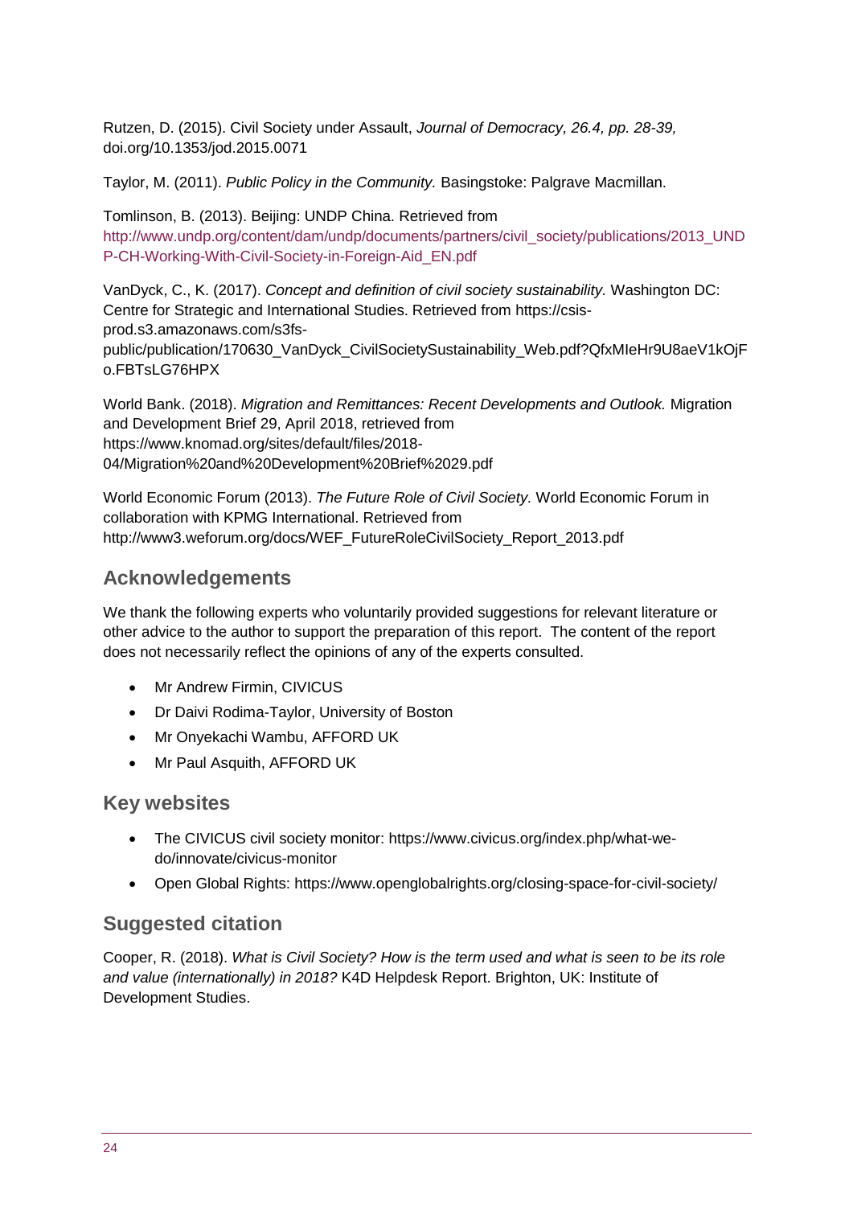Rutzen, D. (2015). Civil Society under Assault, *Journal of Democracy, 26.4, pp. 28-39,* doi.org/10.1353/jod.2015.0071

Taylor, M. (2011). *Public Policy in the Community.* Basingstoke: Palgrave Macmillan.

Tomlinson, B. (2013). Beijing: UNDP China. Retrieved from http://www.undp.org/content/dam/undp/documents/partners/civil_society/publications/2013_UNDP-CH-Working-With-Civil-Society-in-Foreign-Aid_EN.pdf

VanDyck, C., K. (2017). *Concept and definition of civil society sustainability.* Washington DC: Centre for Strategic and International Studies. Retrieved from https://csis-prod.s3.amazonaws.com/s3fs-public/publication/170630_VanDyck_CivilSocietySustainability_Web.pdf?QfxMIeHr9U8aeV1kOjFo.FBTsLG76HPX

World Bank. (2018). *Migration and Remittances: Recent Developments and Outlook.* Migration and Development Brief 29, April 2018, retrieved from https://www.knomad.org/sites/default/files/2018-04/Migration%20and%20Development%20Brief%2029.pdf

World Economic Forum (2013). *The Future Role of Civil Society.* World Economic Forum in collaboration with KPMG International. Retrieved from http://www3.weforum.org/docs/WEF_FutureRoleCivilSociety_Report_2013.pdf

## Acknowledgements

We thank the following experts who voluntarily provided suggestions for relevant literature or other advice to the author to support the preparation of this report. The content of the report does not necessarily reflect the opinions of any of the experts consulted.

- Mr Andrew Firmin, CIVICUS
- Dr Daivi Rodima-Taylor, University of Boston
- Mr Onyekachi Wambu, AFFORD UK
- Mr Paul Asquith, AFFORD UK

## Key websites

- The CIVICUS civil society monitor: https://www.civicus.org/index.php/what-we-do/innovate/civicus-monitor
- Open Global Rights: https://www.openglobalrights.org/closing-space-for-civil-society/

## Suggested citation

Cooper, R. (2018). *What is Civil Society? How is the term used and what is seen to be its role and value (internationally) in 2018?* K4D Helpdesk Report. Brighton, UK: Institute of Development Studies.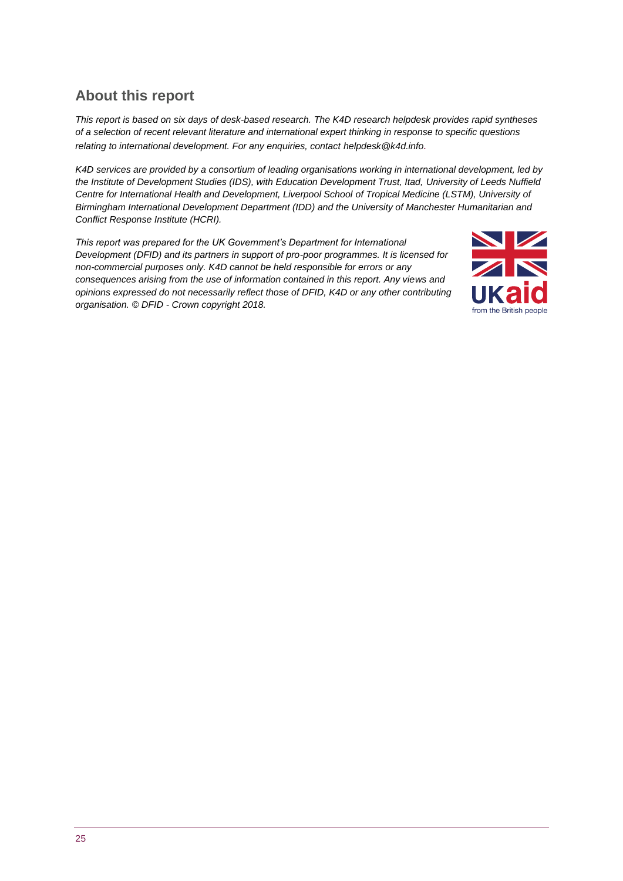## About this report

*This report is based on six days of desk-based research. The K4D research helpdesk provides rapid syntheses of a selection of recent relevant literature and international expert thinking in response to specific questions relating to international development. For any enquiries, contact helpdesk@k4d.info.*

*K4D services are provided by a consortium of leading organisations working in international development, led by the Institute of Development Studies (IDS), with Education Development Trust, Itad, University of Leeds Nuffield Centre for International Health and Development, Liverpool School of Tropical Medicine (LSTM), University of Birmingham International Development Department (IDD) and the University of Manchester Humanitarian and Conflict Response Institute (HCRI).*

*This report was prepared for the UK Government's Department for International Development (DFID) and its partners in support of pro-poor programmes. It is licensed for non-commercial purposes only. K4D cannot be held responsible for errors or any consequences arising from the use of information contained in this report. Any views and opinions expressed do not necessarily reflect those of DFID, K4D or any other contributing organisation. © DFID - Crown copyright 2018.*

UKaid
from the British people